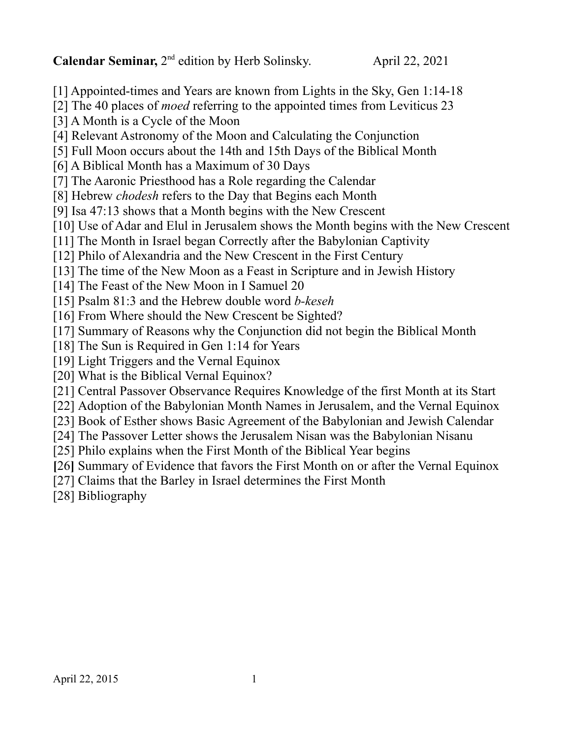**Calendar Seminar,** 2nd edition by Herb Solinsky. April 22, 2021

[1] Appointed-times and Years are known from Lights in the Sky, Gen 1:14-18
[2] The 40 places of *moed* referring to the appointed times from Leviticus 23
[3] A Month is a Cycle of the Moon
[4] Relevant Astronomy of the Moon and Calculating the Conjunction
[5] Full Moon occurs about the 14th and 15th Days of the Biblical Month
[6] A Biblical Month has a Maximum of 30 Days
[7] The Aaronic Priesthood has a Role regarding the Calendar
[8] Hebrew *chodesh* refers to the Day that Begins each Month
[9] Isa 47:13 shows that a Month begins with the New Crescent
[10] Use of Adar and Elul in Jerusalem shows the Month begins with the New Crescent
[11] The Month in Israel began Correctly after the Babylonian Captivity
[12] Philo of Alexandria and the New Crescent in the First Century
[13] The time of the New Moon as a Feast in Scripture and in Jewish History
[14] The Feast of the New Moon in I Samuel 20
[15] Psalm 81:3 and the Hebrew double word *b-keseh*
[16] From Where should the New Crescent be Sighted?
[17] Summary of Reasons why the Conjunction did not begin the Biblical Month
[18] The Sun is Required in Gen 1:14 for Years
[19] Light Triggers and the Vernal Equinox
[20] What is the Biblical Vernal Equinox?
[21] Central Passover Observance Requires Knowledge of the first Month at its Start
[22] Adoption of the Babylonian Month Names in Jerusalem, and the Vernal Equinox
[23] Book of Esther shows Basic Agreement of the Babylonian and Jewish Calendar
[24] The Passover Letter shows the Jerusalem Nisan was the Babylonian Nisanu
[25] Philo explains when the First Month of the Biblical Year begins
**[**26**]** Summary of Evidence that favors the First Month on or after the Vernal Equinox
[27] Claims that the Barley in Israel determines the First Month
[28] Bibliography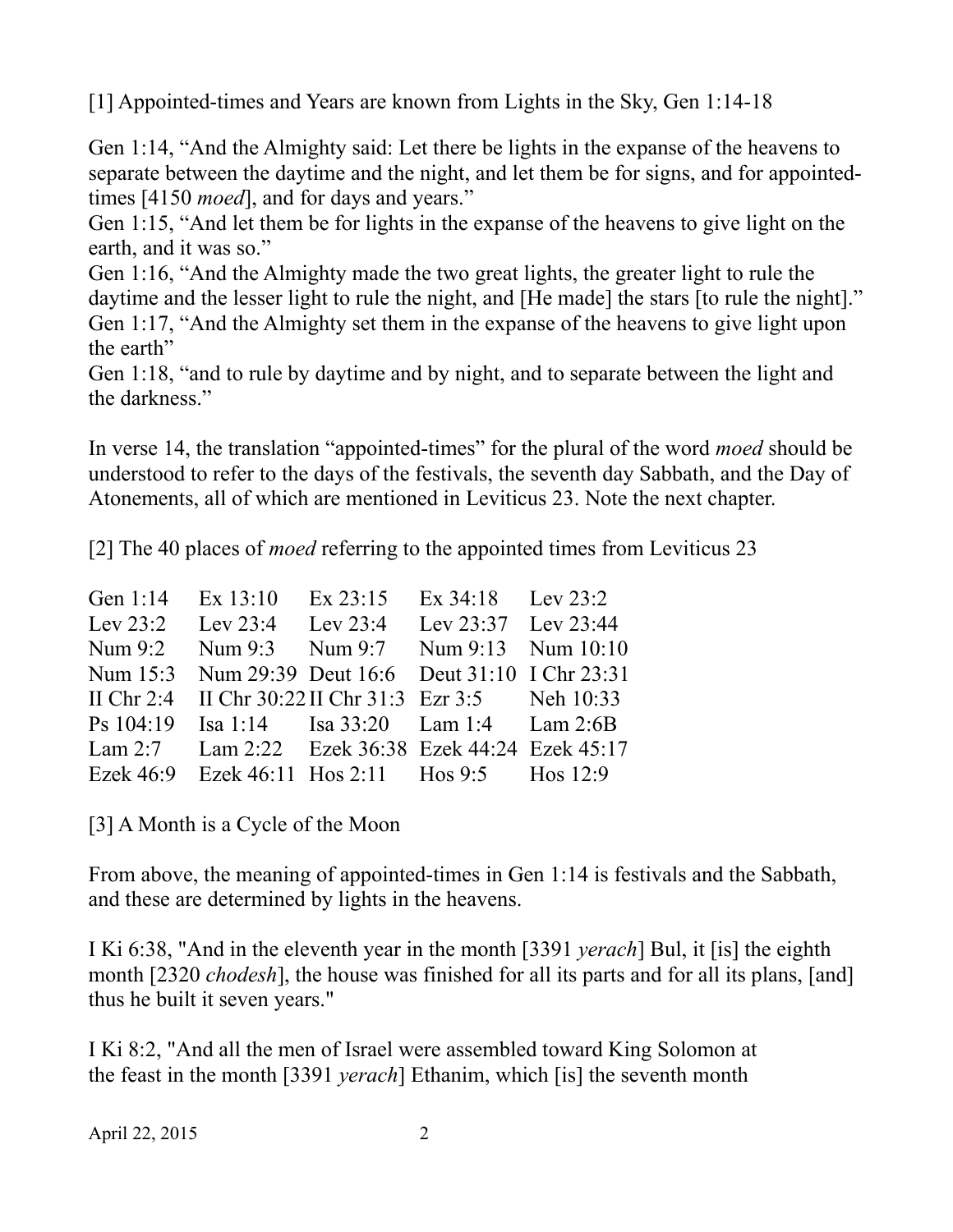[1] Appointed-times and Years are known from Lights in the Sky, Gen 1:14-18

Gen 1:14, “And the Almighty said: Let there be lights in the expanse of the heavens to separate between the daytime and the night, and let them be for signs, and for appointed-times [4150 *moed*], and for days and years.”
Gen 1:15, “And let them be for lights in the expanse of the heavens to give light on the earth, and it was so.”
Gen 1:16, “And the Almighty made the two great lights, the greater light to rule the daytime and the lesser light to rule the night, and [He made] the stars [to rule the night].”
Gen 1:17, “And the Almighty set them in the expanse of the heavens to give light upon the earth”
Gen 1:18, “and to rule by daytime and by night, and to separate between the light and the darkness.”

In verse 14, the translation “appointed-times” for the plural of the word *moed* should be understood to refer to the days of the festivals, the seventh day Sabbath, and the Day of Atonements, all of which are mentioned in Leviticus 23. Note the next chapter.

[2] The 40 places of *moed* referring to the appointed times from Leviticus 23

| | | | | |
|---|---|---|---|---|
| Gen 1:14 | Ex 13:10 | Ex 23:15 | Ex 34:18 | Lev 23:2 |
| Lev 23:2 | Lev 23:4 | Lev 23:4 | Lev 23:37 | Lev 23:44 |
| Num 9:2 | Num 9:3 | Num 9:7 | Num 9:13 | Num 10:10 |
| Num 15:3 | Num 29:39 | Deut 16:6 | Deut 31:10 | I Chr 23:31 |
| II Chr 2:4 | II Chr 30:22 | II Chr 31:3 | Ezr 3:5 | Neh 10:33 |
| Ps 104:19 | Isa 1:14 | Isa 33:20 | Lam 1:4 | Lam 2:6B |
| Lam 2:7 | Lam 2:22 | Ezek 36:38 | Ezek 44:24 | Ezek 45:17 |
| Ezek 46:9 | Ezek 46:11 | Hos 2:11 | Hos 9:5 | Hos 12:9 |

[3] A Month is a Cycle of the Moon

From above, the meaning of appointed-times in Gen 1:14 is festivals and the Sabbath, and these are determined by lights in the heavens.

I Ki 6:38, "And in the eleventh year in the month [3391 *yerach*] Bul, it [is] the eighth month [2320 *chodesh*], the house was finished for all its parts and for all its plans, [and] thus he built it seven years."

I Ki 8:2, "And all the men of Israel were assembled toward King Solomon at the feast in the month [3391 *yerach*] Ethanim, which [is] the seventh month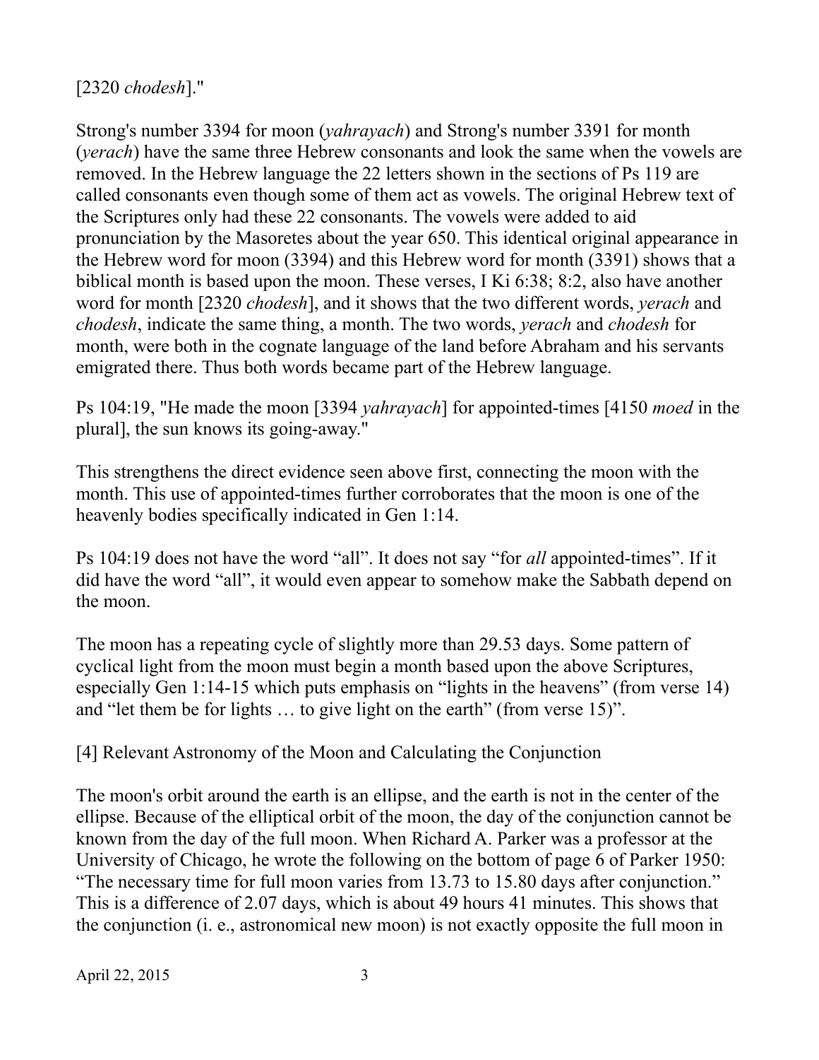[2320 *chodesh*]."

Strong's number 3394 for moon (*yahrayach*) and Strong's number 3391 for month (*yerach*) have the same three Hebrew consonants and look the same when the vowels are removed. In the Hebrew language the 22 letters shown in the sections of Ps 119 are called consonants even though some of them act as vowels. The original Hebrew text of the Scriptures only had these 22 consonants. The vowels were added to aid pronunciation by the Masoretes about the year 650. This identical original appearance in the Hebrew word for moon (3394) and this Hebrew word for month (3391) shows that a biblical month is based upon the moon. These verses, I Ki 6:38; 8:2, also have another word for month [2320 *chodesh*], and it shows that the two different words, *yerach* and *chodesh*, indicate the same thing, a month. The two words, *yerach* and *chodesh* for month, were both in the cognate language of the land before Abraham and his servants emigrated there. Thus both words became part of the Hebrew language.

Ps 104:19, "He made the moon [3394 *yahrayach*] for appointed-times [4150 *moed* in the plural], the sun knows its going-away."

This strengthens the direct evidence seen above first, connecting the moon with the month. This use of appointed-times further corroborates that the moon is one of the heavenly bodies specifically indicated in Gen 1:14.

Ps 104:19 does not have the word "all". It does not say "for *all* appointed-times". If it did have the word "all", it would even appear to somehow make the Sabbath depend on the moon.

The moon has a repeating cycle of slightly more than 29.53 days. Some pattern of cyclical light from the moon must begin a month based upon the above Scriptures, especially Gen 1:14-15 which puts emphasis on "lights in the heavens" (from verse 14) and "let them be for lights … to give light on the earth" (from verse 15)".

[4] Relevant Astronomy of the Moon and Calculating the Conjunction

The moon's orbit around the earth is an ellipse, and the earth is not in the center of the ellipse. Because of the elliptical orbit of the moon, the day of the conjunction cannot be known from the day of the full moon. When Richard A. Parker was a professor at the University of Chicago, he wrote the following on the bottom of page 6 of Parker 1950: "The necessary time for full moon varies from 13.73 to 15.80 days after conjunction." This is a difference of 2.07 days, which is about 49 hours 41 minutes. This shows that the conjunction (i. e., astronomical new moon) is not exactly opposite the full moon in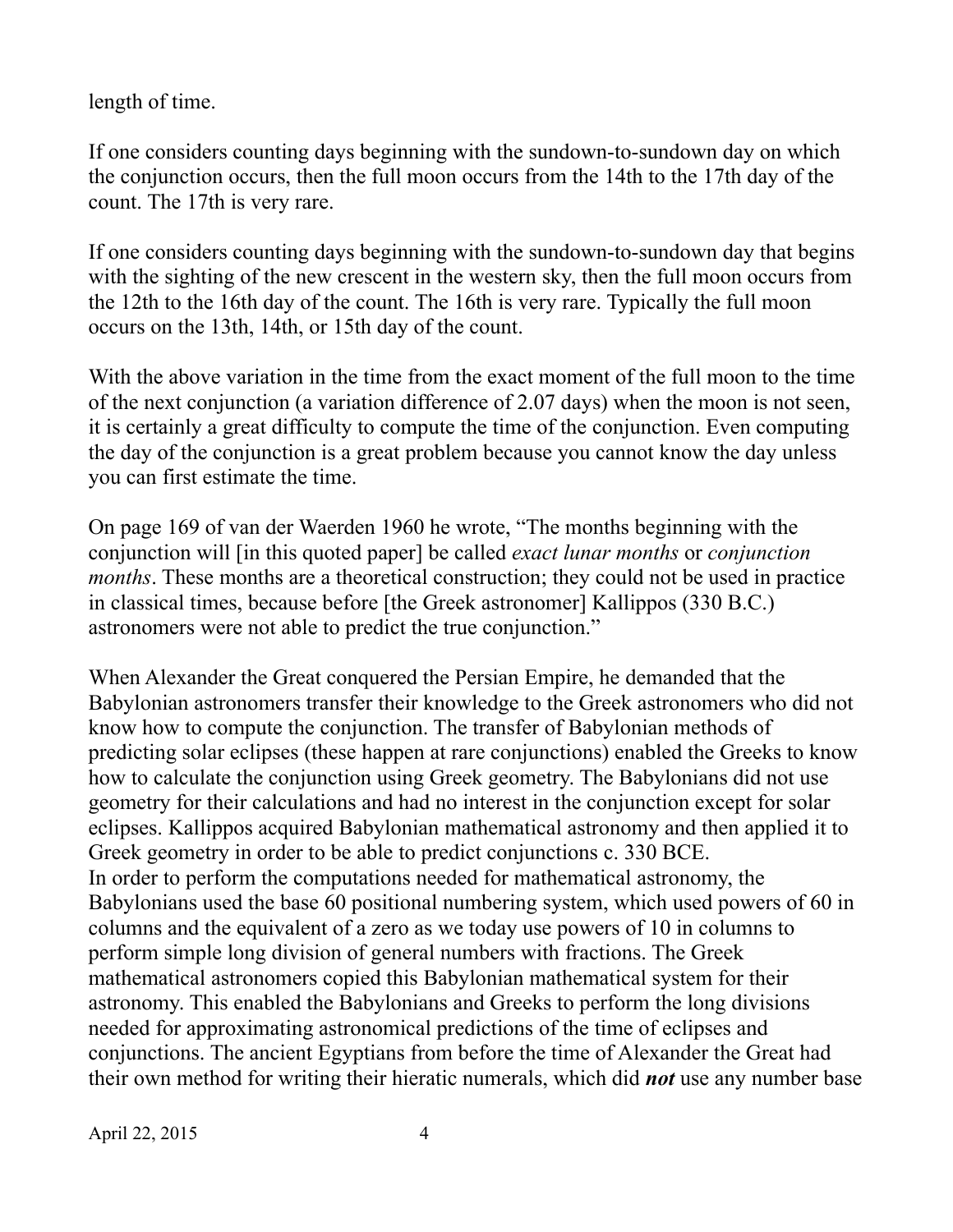length of time.

If one considers counting days beginning with the sundown-to-sundown day on which the conjunction occurs, then the full moon occurs from the 14th to the 17th day of the count. The 17th is very rare.

If one considers counting days beginning with the sundown-to-sundown day that begins with the sighting of the new crescent in the western sky, then the full moon occurs from the 12th to the 16th day of the count. The 16th is very rare. Typically the full moon occurs on the 13th, 14th, or 15th day of the count.

With the above variation in the time from the exact moment of the full moon to the time of the next conjunction (a variation difference of 2.07 days) when the moon is not seen, it is certainly a great difficulty to compute the time of the conjunction. Even computing the day of the conjunction is a great problem because you cannot know the day unless you can first estimate the time.

On page 169 of van der Waerden 1960 he wrote, "The months beginning with the conjunction will [in this quoted paper] be called *exact lunar months* or *conjunction months*. These months are a theoretical construction; they could not be used in practice in classical times, because before [the Greek astronomer] Kallippos (330 B.C.) astronomers were not able to predict the true conjunction."

When Alexander the Great conquered the Persian Empire, he demanded that the Babylonian astronomers transfer their knowledge to the Greek astronomers who did not know how to compute the conjunction. The transfer of Babylonian methods of predicting solar eclipses (these happen at rare conjunctions) enabled the Greeks to know how to calculate the conjunction using Greek geometry. The Babylonians did not use geometry for their calculations and had no interest in the conjunction except for solar eclipses. Kallippos acquired Babylonian mathematical astronomy and then applied it to Greek geometry in order to be able to predict conjunctions c. 330 BCE.
In order to perform the computations needed for mathematical astronomy, the Babylonians used the base 60 positional numbering system, which used powers of 60 in columns and the equivalent of a zero as we today use powers of 10 in columns to perform simple long division of general numbers with fractions. The Greek mathematical astronomers copied this Babylonian mathematical system for their astronomy. This enabled the Babylonians and Greeks to perform the long divisions needed for approximating astronomical predictions of the time of eclipses and conjunctions. The ancient Egyptians from before the time of Alexander the Great had their own method for writing their hieratic numerals, which did ***not*** use any number base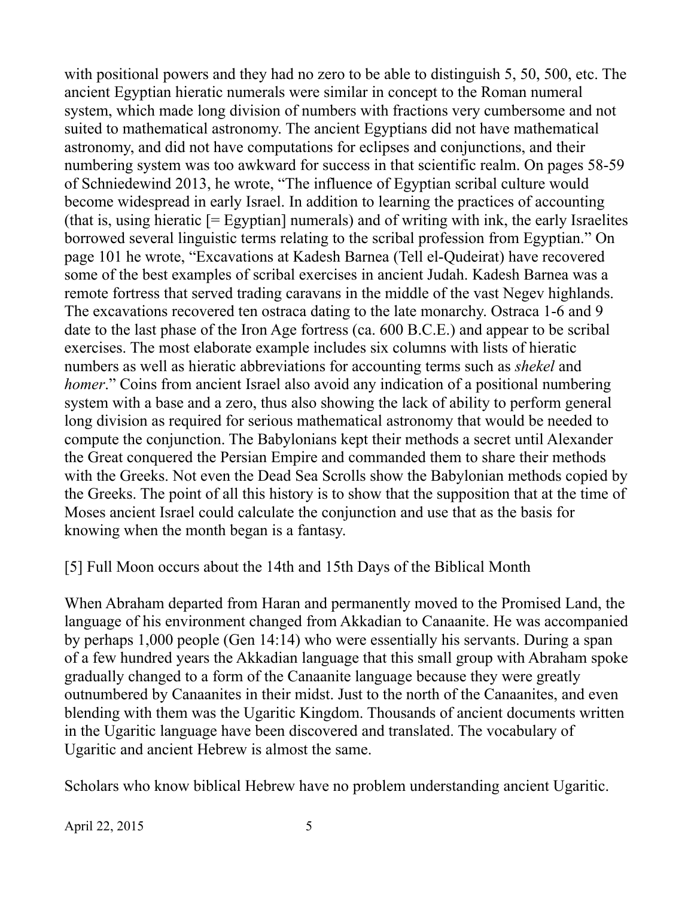with positional powers and they had no zero to be able to distinguish 5, 50, 500, etc. The ancient Egyptian hieratic numerals were similar in concept to the Roman numeral system, which made long division of numbers with fractions very cumbersome and not suited to mathematical astronomy. The ancient Egyptians did not have mathematical astronomy, and did not have computations for eclipses and conjunctions, and their numbering system was too awkward for success in that scientific realm. On pages 58-59 of Schniedewind 2013, he wrote, "The influence of Egyptian scribal culture would become widespread in early Israel. In addition to learning the practices of accounting (that is, using hieratic [= Egyptian] numerals) and of writing with ink, the early Israelites borrowed several linguistic terms relating to the scribal profession from Egyptian." On page 101 he wrote, "Excavations at Kadesh Barnea (Tell el-Qudeirat) have recovered some of the best examples of scribal exercises in ancient Judah. Kadesh Barnea was a remote fortress that served trading caravans in the middle of the vast Negev highlands. The excavations recovered ten ostraca dating to the late monarchy. Ostraca 1-6 and 9 date to the last phase of the Iron Age fortress (ca. 600 B.C.E.) and appear to be scribal exercises. The most elaborate example includes six columns with lists of hieratic numbers as well as hieratic abbreviations for accounting terms such as *shekel* and *homer*." Coins from ancient Israel also avoid any indication of a positional numbering system with a base and a zero, thus also showing the lack of ability to perform general long division as required for serious mathematical astronomy that would be needed to compute the conjunction. The Babylonians kept their methods a secret until Alexander the Great conquered the Persian Empire and commanded them to share their methods with the Greeks. Not even the Dead Sea Scrolls show the Babylonian methods copied by the Greeks. The point of all this history is to show that the supposition that at the time of Moses ancient Israel could calculate the conjunction and use that as the basis for knowing when the month began is a fantasy.

## [5] Full Moon occurs about the 14th and 15th Days of the Biblical Month

When Abraham departed from Haran and permanently moved to the Promised Land, the language of his environment changed from Akkadian to Canaanite. He was accompanied by perhaps 1,000 people (Gen 14:14) who were essentially his servants. During a span of a few hundred years the Akkadian language that this small group with Abraham spoke gradually changed to a form of the Canaanite language because they were greatly outnumbered by Canaanites in their midst. Just to the north of the Canaanites, and even blending with them was the Ugaritic Kingdom. Thousands of ancient documents written in the Ugaritic language have been discovered and translated. The vocabulary of Ugaritic and ancient Hebrew is almost the same.

Scholars who know biblical Hebrew have no problem understanding ancient Ugaritic.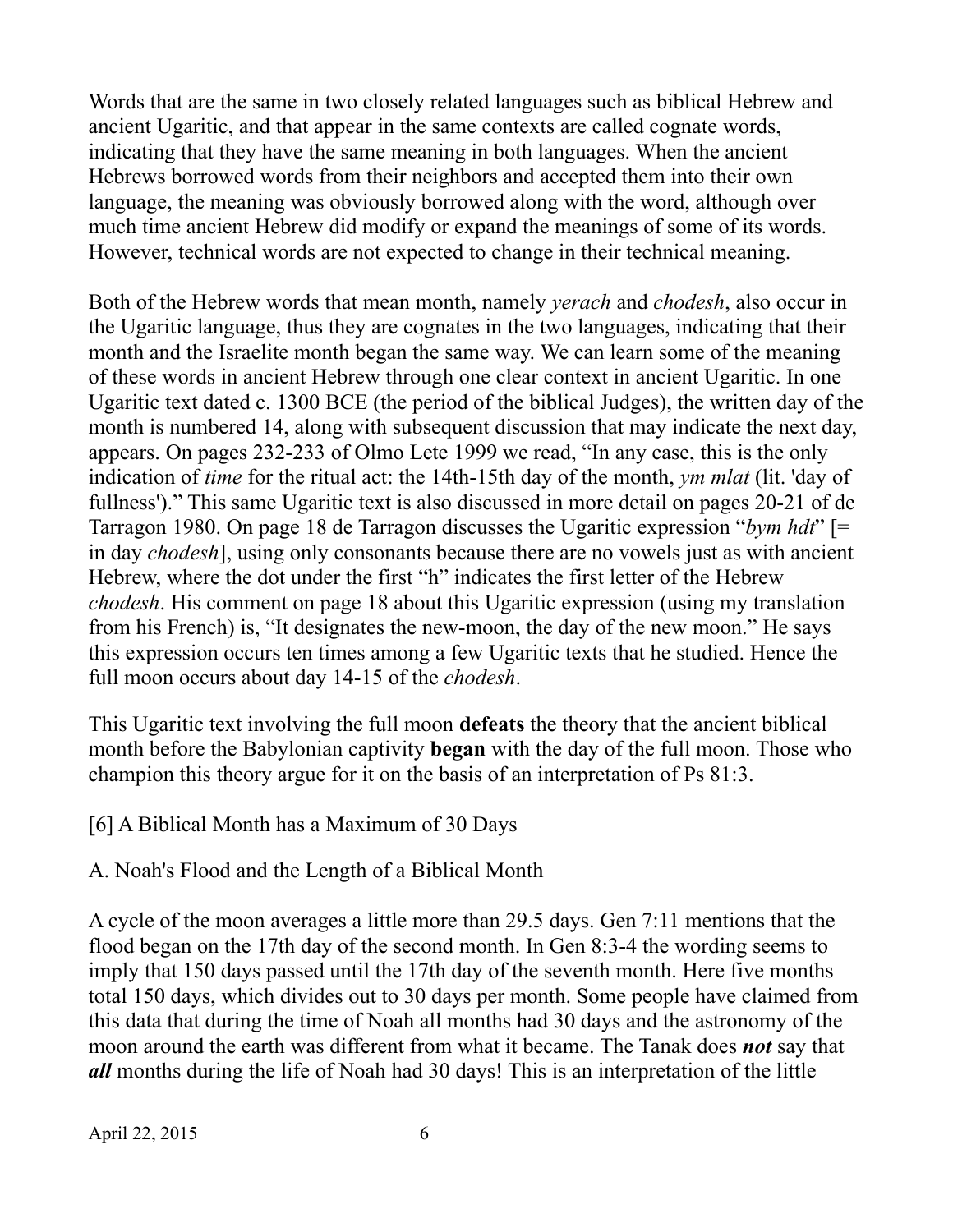Words that are the same in two closely related languages such as biblical Hebrew and ancient Ugaritic, and that appear in the same contexts are called cognate words, indicating that they have the same meaning in both languages. When the ancient Hebrews borrowed words from their neighbors and accepted them into their own language, the meaning was obviously borrowed along with the word, although over much time ancient Hebrew did modify or expand the meanings of some of its words. However, technical words are not expected to change in their technical meaning.

Both of the Hebrew words that mean month, namely *yerach* and *chodesh*, also occur in the Ugaritic language, thus they are cognates in the two languages, indicating that their month and the Israelite month began the same way. We can learn some of the meaning of these words in ancient Hebrew through one clear context in ancient Ugaritic. In one Ugaritic text dated c. 1300 BCE (the period of the biblical Judges), the written day of the month is numbered 14, along with subsequent discussion that may indicate the next day, appears. On pages 232-233 of Olmo Lete 1999 we read, "In any case, this is the only indication of *time* for the ritual act: the 14th-15th day of the month, *ym mlat* (lit. 'day of fullness')." This same Ugaritic text is also discussed in more detail on pages 20-21 of de Tarragon 1980. On page 18 de Tarragon discusses the Ugaritic expression "*bym hdt*" [= in day *chodesh*], using only consonants because there are no vowels just as with ancient Hebrew, where the dot under the first "h" indicates the first letter of the Hebrew *chodesh*. His comment on page 18 about this Ugaritic expression (using my translation from his French) is, "It designates the new-moon, the day of the new moon." He says this expression occurs ten times among a few Ugaritic texts that he studied. Hence the full moon occurs about day 14-15 of the *chodesh*.

This Ugaritic text involving the full moon **defeats** the theory that the ancient biblical month before the Babylonian captivity **began** with the day of the full moon. Those who champion this theory argue for it on the basis of an interpretation of Ps 81:3.

## [6] A Biblical Month has a Maximum of 30 Days

### A. Noah's Flood and the Length of a Biblical Month

A cycle of the moon averages a little more than 29.5 days. Gen 7:11 mentions that the flood began on the 17th day of the second month. In Gen 8:3-4 the wording seems to imply that 150 days passed until the 17th day of the seventh month. Here five months total 150 days, which divides out to 30 days per month. Some people have claimed from this data that during the time of Noah all months had 30 days and the astronomy of the moon around the earth was different from what it became. The Tanak does ***not*** say that ***all*** months during the life of Noah had 30 days! This is an interpretation of the little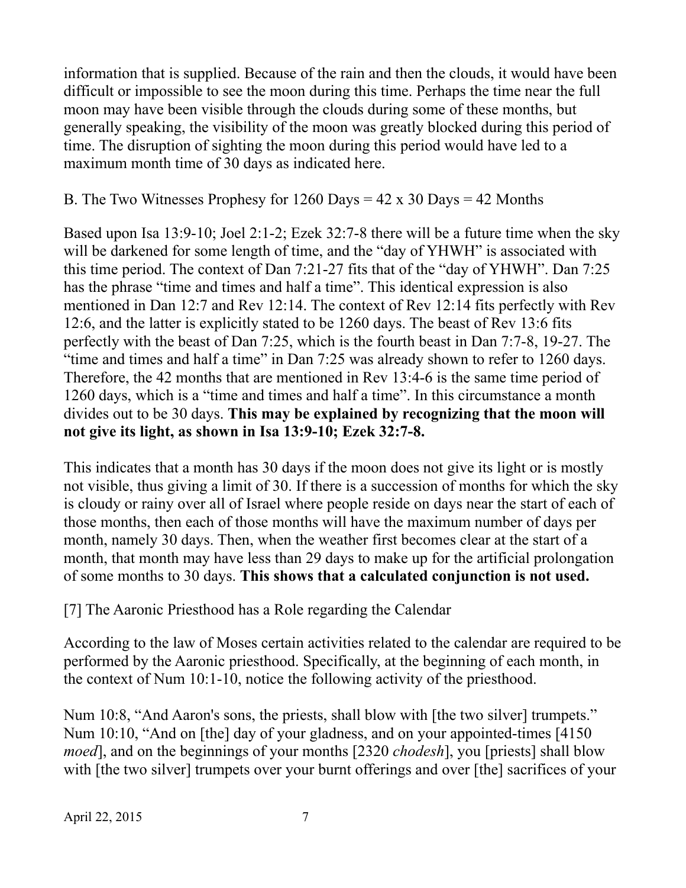information that is supplied. Because of the rain and then the clouds, it would have been difficult or impossible to see the moon during this time. Perhaps the time near the full moon may have been visible through the clouds during some of these months, but generally speaking, the visibility of the moon was greatly blocked during this period of time. The disruption of sighting the moon during this period would have led to a maximum month time of 30 days as indicated here.

B. The Two Witnesses Prophesy for 1260 Days = 42 x 30 Days = 42 Months

Based upon Isa 13:9-10; Joel 2:1-2; Ezek 32:7-8 there will be a future time when the sky will be darkened for some length of time, and the "day of YHWH" is associated with this time period. The context of Dan 7:21-27 fits that of the "day of YHWH". Dan 7:25 has the phrase "time and times and half a time". This identical expression is also mentioned in Dan 12:7 and Rev 12:14. The context of Rev 12:14 fits perfectly with Rev 12:6, and the latter is explicitly stated to be 1260 days. The beast of Rev 13:6 fits perfectly with the beast of Dan 7:25, which is the fourth beast in Dan 7:7-8, 19-27. The "time and times and half a time" in Dan 7:25 was already shown to refer to 1260 days. Therefore, the 42 months that are mentioned in Rev 13:4-6 is the same time period of 1260 days, which is a "time and times and half a time". In this circumstance a month divides out to be 30 days. **This may be explained by recognizing that the moon will not give its light, as shown in Isa 13:9-10; Ezek 32:7-8.**

This indicates that a month has 30 days if the moon does not give its light or is mostly not visible, thus giving a limit of 30. If there is a succession of months for which the sky is cloudy or rainy over all of Israel where people reside on days near the start of each of those months, then each of those months will have the maximum number of days per month, namely 30 days. Then, when the weather first becomes clear at the start of a month, that month may have less than 29 days to make up for the artificial prolongation of some months to 30 days. **This shows that a calculated conjunction is not used.**

[7] The Aaronic Priesthood has a Role regarding the Calendar

According to the law of Moses certain activities related to the calendar are required to be performed by the Aaronic priesthood. Specifically, at the beginning of each month, in the context of Num 10:1-10, notice the following activity of the priesthood.

Num 10:8, "And Aaron's sons, the priests, shall blow with [the two silver] trumpets."
Num 10:10, "And on [the] day of your gladness, and on your appointed-times [4150 *moed*], and on the beginnings of your months [2320 *chodesh*], you [priests] shall blow with [the two silver] trumpets over your burnt offerings and over [the] sacrifices of your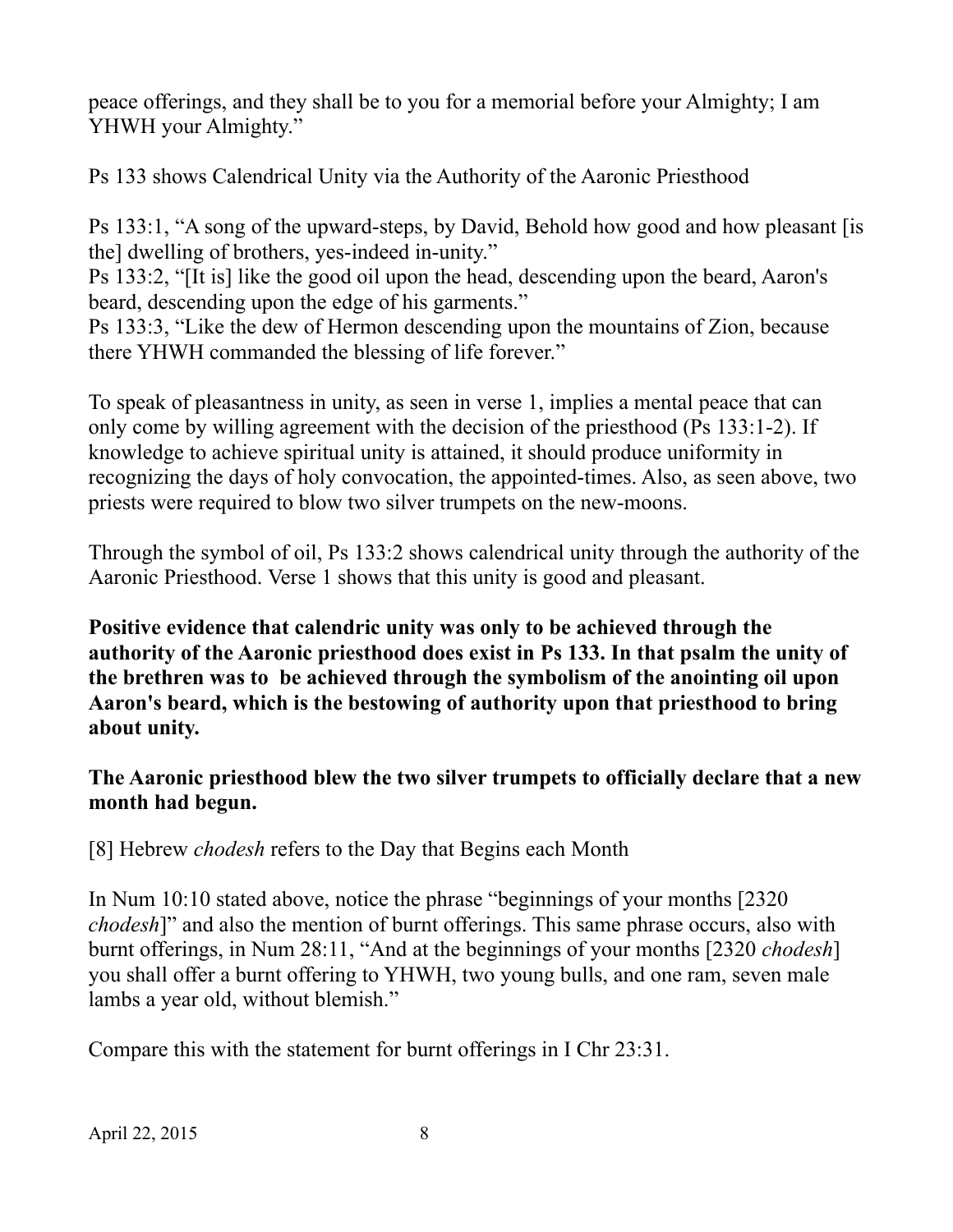peace offerings, and they shall be to you for a memorial before your Almighty; I am YHWH your Almighty."

Ps 133 shows Calendrical Unity via the Authority of the Aaronic Priesthood

Ps 133:1, "A song of the upward-steps, by David, Behold how good and how pleasant [is the] dwelling of brothers, yes-indeed in-unity."
Ps 133:2, "[It is] like the good oil upon the head, descending upon the beard, Aaron's beard, descending upon the edge of his garments."
Ps 133:3, "Like the dew of Hermon descending upon the mountains of Zion, because there YHWH commanded the blessing of life forever."

To speak of pleasantness in unity, as seen in verse 1, implies a mental peace that can only come by willing agreement with the decision of the priesthood (Ps 133:1-2). If knowledge to achieve spiritual unity is attained, it should produce uniformity in recognizing the days of holy convocation, the appointed-times. Also, as seen above, two priests were required to blow two silver trumpets on the new-moons.

Through the symbol of oil, Ps 133:2 shows calendrical unity through the authority of the Aaronic Priesthood. Verse 1 shows that this unity is good and pleasant.

**Positive evidence that calendric unity was only to be achieved through the authority of the Aaronic priesthood does exist in Ps 133. In that psalm the unity of the brethren was to be achieved through the symbolism of the anointing oil upon Aaron's beard, which is the bestowing of authority upon that priesthood to bring about unity.**

**The Aaronic priesthood blew the two silver trumpets to officially declare that a new month had begun.**

[8] Hebrew *chodesh* refers to the Day that Begins each Month

In Num 10:10 stated above, notice the phrase "beginnings of your months [2320 *chodesh*]" and also the mention of burnt offerings. This same phrase occurs, also with burnt offerings, in Num 28:11, "And at the beginnings of your months [2320 *chodesh*] you shall offer a burnt offering to YHWH, two young bulls, and one ram, seven male lambs a year old, without blemish."

Compare this with the statement for burnt offerings in I Chr 23:31.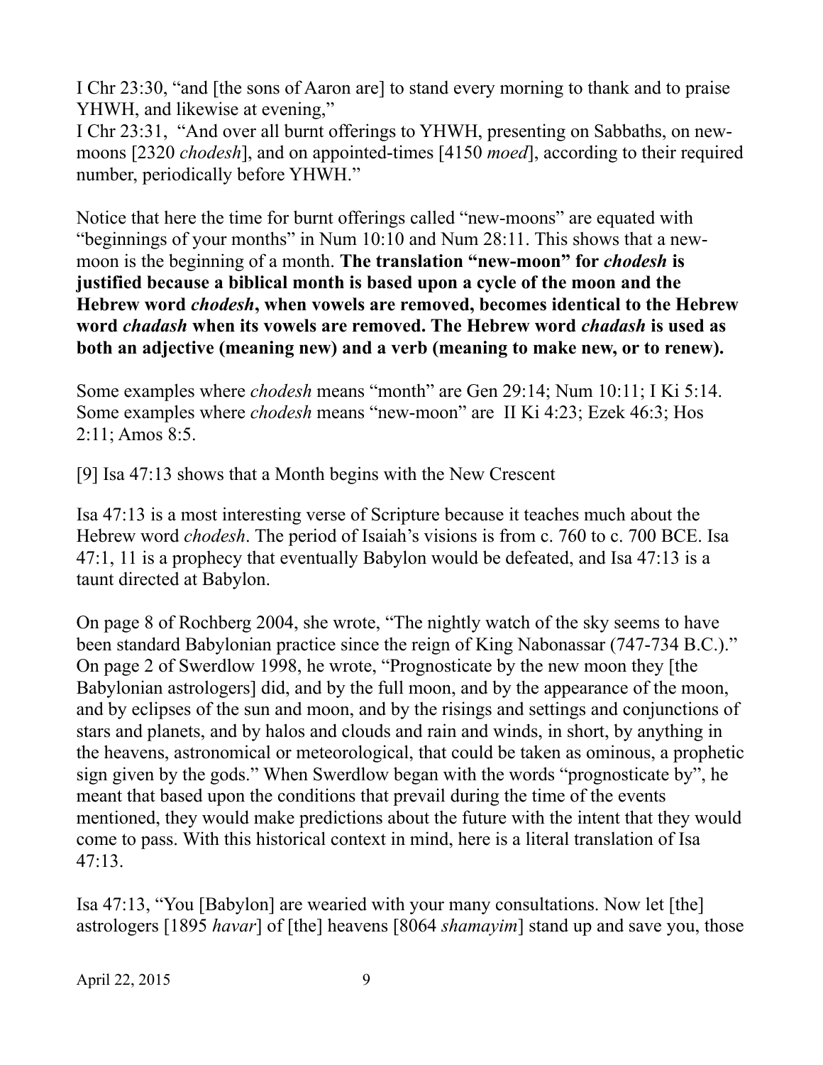I Chr 23:30, “and [the sons of Aaron are] to stand every morning to thank and to praise YHWH, and likewise at evening,”
I Chr 23:31, “And over all burnt offerings to YHWH, presenting on Sabbaths, on new-moons [2320 *chodesh*], and on appointed-times [4150 *moed*], according to their required number, periodically before YHWH.”

Notice that here the time for burnt offerings called “new-moons” are equated with “beginnings of your months” in Num 10:10 and Num 28:11. This shows that a new-moon is the beginning of a month. **The translation “new-moon” for *chodesh* is justified because a biblical month is based upon a cycle of the moon and the Hebrew word *chodesh*, when vowels are removed, becomes identical to the Hebrew word *chadash* when its vowels are removed. The Hebrew word *chadash* is used as both an adjective (meaning new) and a verb (meaning to make new, or to renew).**

Some examples where *chodesh* means “month” are Gen 29:14; Num 10:11; I Ki 5:14. Some examples where *chodesh* means “new-moon” are II Ki 4:23; Ezek 46:3; Hos 2:11; Amos 8:5.

[9] Isa 47:13 shows that a Month begins with the New Crescent

Isa 47:13 is a most interesting verse of Scripture because it teaches much about the Hebrew word *chodesh*. The period of Isaiah’s visions is from c. 760 to c. 700 BCE. Isa 47:1, 11 is a prophecy that eventually Babylon would be defeated, and Isa 47:13 is a taunt directed at Babylon.

On page 8 of Rochberg 2004, she wrote, “The nightly watch of the sky seems to have been standard Babylonian practice since the reign of King Nabonassar (747-734 B.C.).” On page 2 of Swerdlow 1998, he wrote, “Prognosticate by the new moon they [the Babylonian astrologers] did, and by the full moon, and by the appearance of the moon, and by eclipses of the sun and moon, and by the risings and settings and conjunctions of stars and planets, and by halos and clouds and rain and winds, in short, by anything in the heavens, astronomical or meteorological, that could be taken as ominous, a prophetic sign given by the gods.” When Swerdlow began with the words “prognosticate by”, he meant that based upon the conditions that prevail during the time of the events mentioned, they would make predictions about the future with the intent that they would come to pass. With this historical context in mind, here is a literal translation of Isa 47:13.

Isa 47:13, “You [Babylon] are wearied with your many consultations. Now let [the] astrologers [1895 *havar*] of [the] heavens [8064 *shamayim*] stand up and save you, those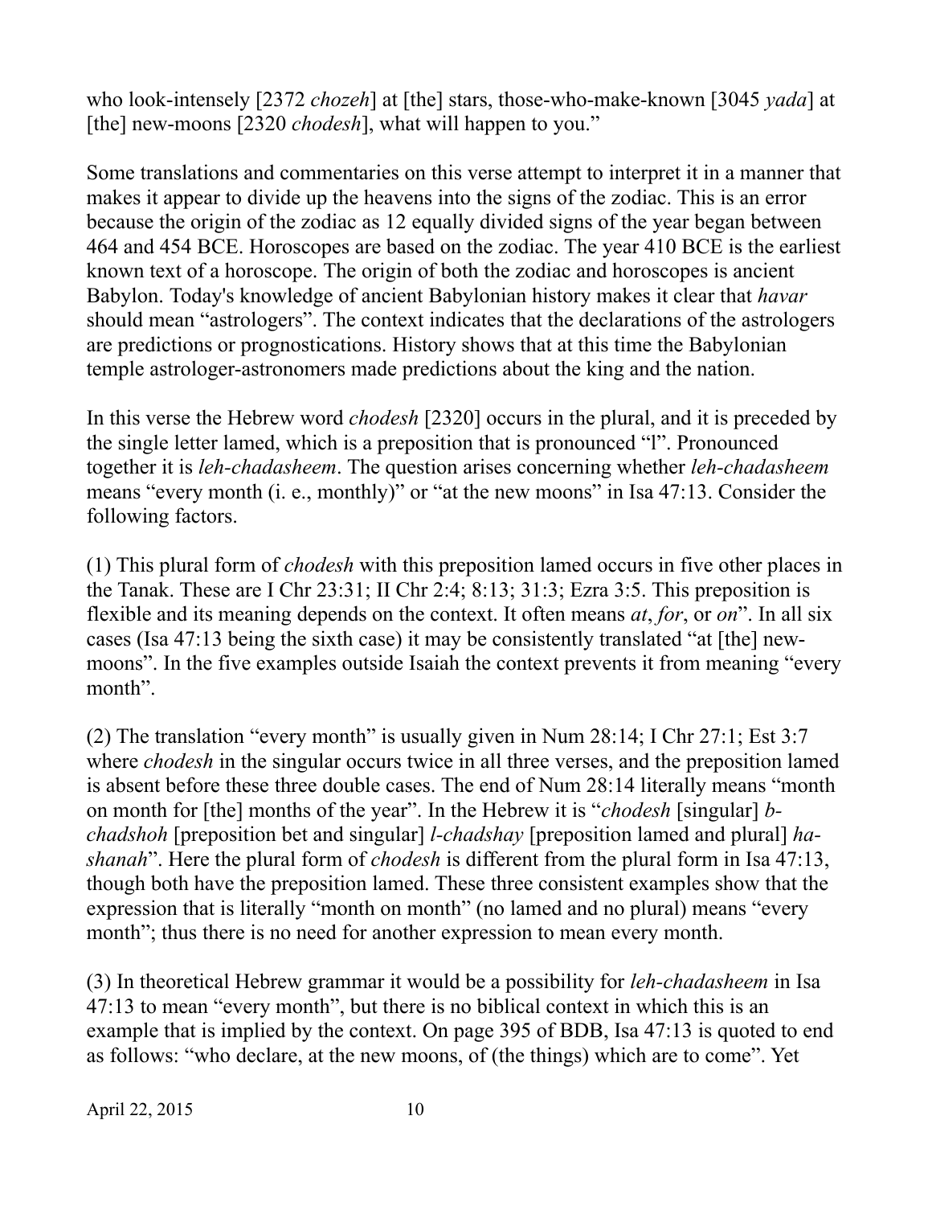who look-intensely [2372 *chozeh*] at [the] stars, those-who-make-known [3045 *yada*] at [the] new-moons [2320 *chodesh*], what will happen to you."

Some translations and commentaries on this verse attempt to interpret it in a manner that makes it appear to divide up the heavens into the signs of the zodiac. This is an error because the origin of the zodiac as 12 equally divided signs of the year began between 464 and 454 BCE. Horoscopes are based on the zodiac. The year 410 BCE is the earliest known text of a horoscope. The origin of both the zodiac and horoscopes is ancient Babylon. Today's knowledge of ancient Babylonian history makes it clear that *havar* should mean "astrologers". The context indicates that the declarations of the astrologers are predictions or prognostications. History shows that at this time the Babylonian temple astrologer-astronomers made predictions about the king and the nation.

In this verse the Hebrew word *chodesh* [2320] occurs in the plural, and it is preceded by the single letter lamed, which is a preposition that is pronounced "l". Pronounced together it is *leh-chadasheem*. The question arises concerning whether *leh-chadasheem* means "every month (i. e., monthly)" or "at the new moons" in Isa 47:13. Consider the following factors.

(1) This plural form of *chodesh* with this preposition lamed occurs in five other places in the Tanak. These are I Chr 23:31; II Chr 2:4; 8:13; 31:3; Ezra 3:5. This preposition is flexible and its meaning depends on the context. It often means *at*, *for*, or *on*". In all six cases (Isa 47:13 being the sixth case) it may be consistently translated "at [the] new-moons". In the five examples outside Isaiah the context prevents it from meaning "every month".

(2) The translation "every month" is usually given in Num 28:14; I Chr 27:1; Est 3:7 where *chodesh* in the singular occurs twice in all three verses, and the preposition lamed is absent before these three double cases. The end of Num 28:14 literally means "month on month for [the] months of the year". In the Hebrew it is "*chodesh* [singular] *b-chadshoh* [preposition bet and singular] *l-chadshay* [preposition lamed and plural] *ha-shanah*". Here the plural form of *chodesh* is different from the plural form in Isa 47:13, though both have the preposition lamed. These three consistent examples show that the expression that is literally "month on month" (no lamed and no plural) means "every month"; thus there is no need for another expression to mean every month.

(3) In theoretical Hebrew grammar it would be a possibility for *leh-chadasheem* in Isa 47:13 to mean "every month", but there is no biblical context in which this is an example that is implied by the context. On page 395 of BDB, Isa 47:13 is quoted to end as follows: "who declare, at the new moons, of (the things) which are to come". Yet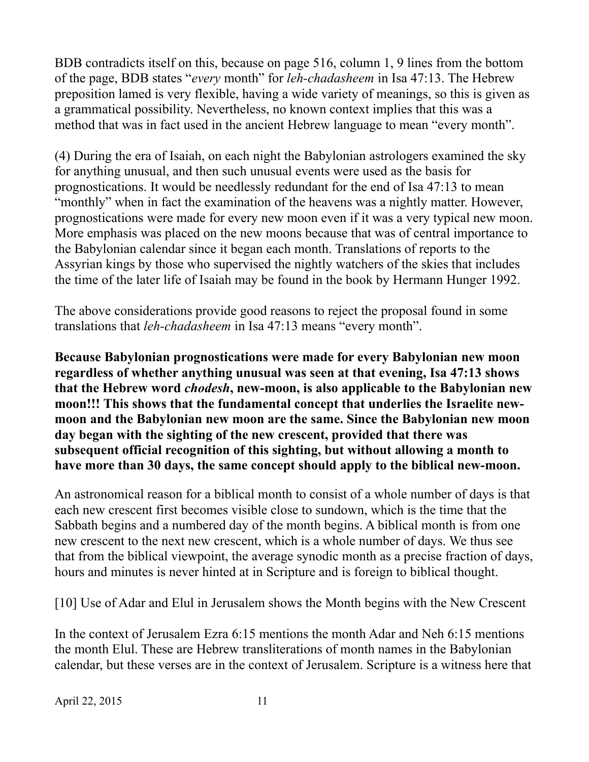BDB contradicts itself on this, because on page 516, column 1, 9 lines from the bottom of the page, BDB states "*every* month" for *leh-chadasheem* in Isa 47:13. The Hebrew preposition lamed is very flexible, having a wide variety of meanings, so this is given as a grammatical possibility. Nevertheless, no known context implies that this was a method that was in fact used in the ancient Hebrew language to mean "every month".

(4) During the era of Isaiah, on each night the Babylonian astrologers examined the sky for anything unusual, and then such unusual events were used as the basis for prognostications. It would be needlessly redundant for the end of Isa 47:13 to mean "monthly" when in fact the examination of the heavens was a nightly matter. However, prognostications were made for every new moon even if it was a very typical new moon. More emphasis was placed on the new moons because that was of central importance to the Babylonian calendar since it began each month. Translations of reports to the Assyrian kings by those who supervised the nightly watchers of the skies that includes the time of the later life of Isaiah may be found in the book by Hermann Hunger 1992.

The above considerations provide good reasons to reject the proposal found in some translations that *leh-chadasheem* in Isa 47:13 means "every month".

**Because Babylonian prognostications were made for every Babylonian new moon regardless of whether anything unusual was seen at that evening, Isa 47:13 shows that the Hebrew word *chodesh*, new-moon, is also applicable to the Babylonian new moon!!! This shows that the fundamental concept that underlies the Israelite new-moon and the Babylonian new moon are the same. Since the Babylonian new moon day began with the sighting of the new crescent, provided that there was subsequent official recognition of this sighting, but without allowing a month to have more than 30 days, the same concept should apply to the biblical new-moon.**

An astronomical reason for a biblical month to consist of a whole number of days is that each new crescent first becomes visible close to sundown, which is the time that the Sabbath begins and a numbered day of the month begins. A biblical month is from one new crescent to the next new crescent, which is a whole number of days. We thus see that from the biblical viewpoint, the average synodic month as a precise fraction of days, hours and minutes is never hinted at in Scripture and is foreign to biblical thought.

## [10] Use of Adar and Elul in Jerusalem shows the Month begins with the New Crescent

In the context of Jerusalem Ezra 6:15 mentions the month Adar and Neh 6:15 mentions the month Elul. These are Hebrew transliterations of month names in the Babylonian calendar, but these verses are in the context of Jerusalem. Scripture is a witness here that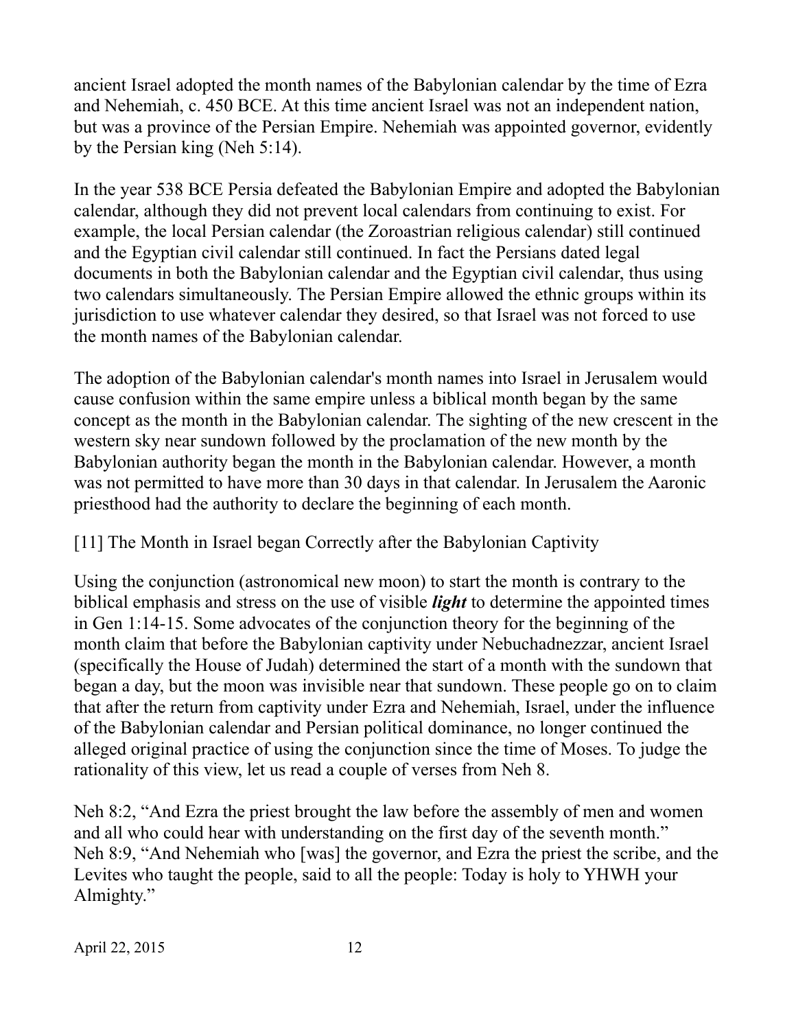ancient Israel adopted the month names of the Babylonian calendar by the time of Ezra and Nehemiah, c. 450 BCE. At this time ancient Israel was not an independent nation, but was a province of the Persian Empire. Nehemiah was appointed governor, evidently by the Persian king (Neh 5:14).

In the year 538 BCE Persia defeated the Babylonian Empire and adopted the Babylonian calendar, although they did not prevent local calendars from continuing to exist. For example, the local Persian calendar (the Zoroastrian religious calendar) still continued and the Egyptian civil calendar still continued. In fact the Persians dated legal documents in both the Babylonian calendar and the Egyptian civil calendar, thus using two calendars simultaneously. The Persian Empire allowed the ethnic groups within its jurisdiction to use whatever calendar they desired, so that Israel was not forced to use the month names of the Babylonian calendar.

The adoption of the Babylonian calendar's month names into Israel in Jerusalem would cause confusion within the same empire unless a biblical month began by the same concept as the month in the Babylonian calendar. The sighting of the new crescent in the western sky near sundown followed by the proclamation of the new month by the Babylonian authority began the month in the Babylonian calendar. However, a month was not permitted to have more than 30 days in that calendar. In Jerusalem the Aaronic priesthood had the authority to declare the beginning of each month.

## [11] The Month in Israel began Correctly after the Babylonian Captivity

Using the conjunction (astronomical new moon) to start the month is contrary to the biblical emphasis and stress on the use of visible ***light*** to determine the appointed times in Gen 1:14-15. Some advocates of the conjunction theory for the beginning of the month claim that before the Babylonian captivity under Nebuchadnezzar, ancient Israel (specifically the House of Judah) determined the start of a month with the sundown that began a day, but the moon was invisible near that sundown. These people go on to claim that after the return from captivity under Ezra and Nehemiah, Israel, under the influence of the Babylonian calendar and Persian political dominance, no longer continued the alleged original practice of using the conjunction since the time of Moses. To judge the rationality of this view, let us read a couple of verses from Neh 8.

Neh 8:2, “And Ezra the priest brought the law before the assembly of men and women and all who could hear with understanding on the first day of the seventh month.”
Neh 8:9, “And Nehemiah who [was] the governor, and Ezra the priest the scribe, and the Levites who taught the people, said to all the people: Today is holy to YHWH your Almighty.”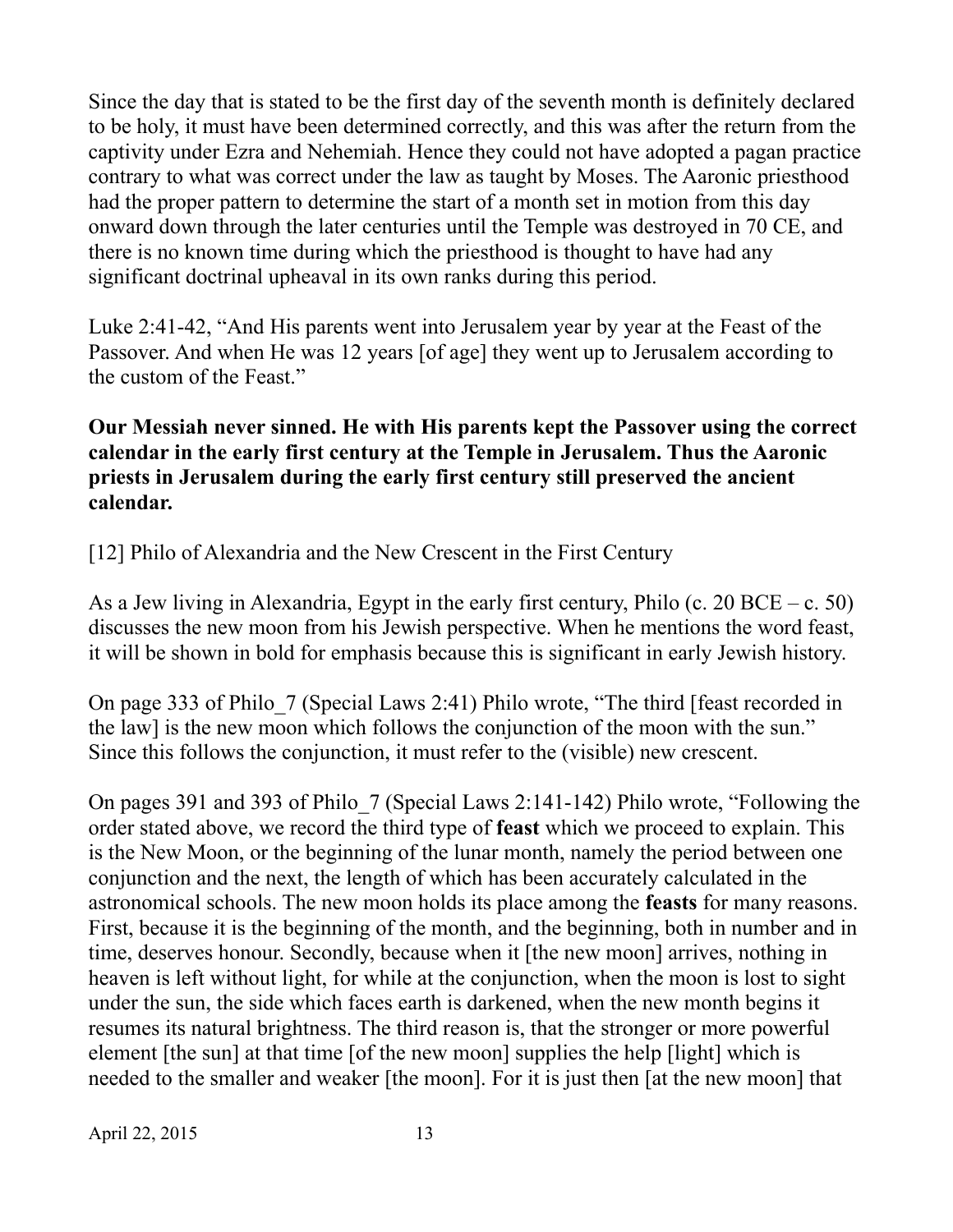Since the day that is stated to be the first day of the seventh month is definitely declared to be holy, it must have been determined correctly, and this was after the return from the captivity under Ezra and Nehemiah. Hence they could not have adopted a pagan practice contrary to what was correct under the law as taught by Moses. The Aaronic priesthood had the proper pattern to determine the start of a month set in motion from this day onward down through the later centuries until the Temple was destroyed in 70 CE, and there is no known time during which the priesthood is thought to have had any significant doctrinal upheaval in its own ranks during this period.

Luke 2:41-42, "And His parents went into Jerusalem year by year at the Feast of the Passover. And when He was 12 years [of age] they went up to Jerusalem according to the custom of the Feast."

**Our Messiah never sinned. He with His parents kept the Passover using the correct calendar in the early first century at the Temple in Jerusalem. Thus the Aaronic priests in Jerusalem during the early first century still preserved the ancient calendar.**

[12] Philo of Alexandria and the New Crescent in the First Century

As a Jew living in Alexandria, Egypt in the early first century, Philo (c. 20 BCE – c. 50) discusses the new moon from his Jewish perspective. When he mentions the word feast, it will be shown in bold for emphasis because this is significant in early Jewish history.

On page 333 of Philo_7 (Special Laws 2:41) Philo wrote, "The third [feast recorded in the law] is the new moon which follows the conjunction of the moon with the sun." Since this follows the conjunction, it must refer to the (visible) new crescent.

On pages 391 and 393 of Philo_7 (Special Laws 2:141-142) Philo wrote, "Following the order stated above, we record the third type of **feast** which we proceed to explain. This is the New Moon, or the beginning of the lunar month, namely the period between one conjunction and the next, the length of which has been accurately calculated in the astronomical schools. The new moon holds its place among the **feasts** for many reasons. First, because it is the beginning of the month, and the beginning, both in number and in time, deserves honour. Secondly, because when it [the new moon] arrives, nothing in heaven is left without light, for while at the conjunction, when the moon is lost to sight under the sun, the side which faces earth is darkened, when the new month begins it resumes its natural brightness. The third reason is, that the stronger or more powerful element [the sun] at that time [of the new moon] supplies the help [light] which is needed to the smaller and weaker [the moon]. For it is just then [at the new moon] that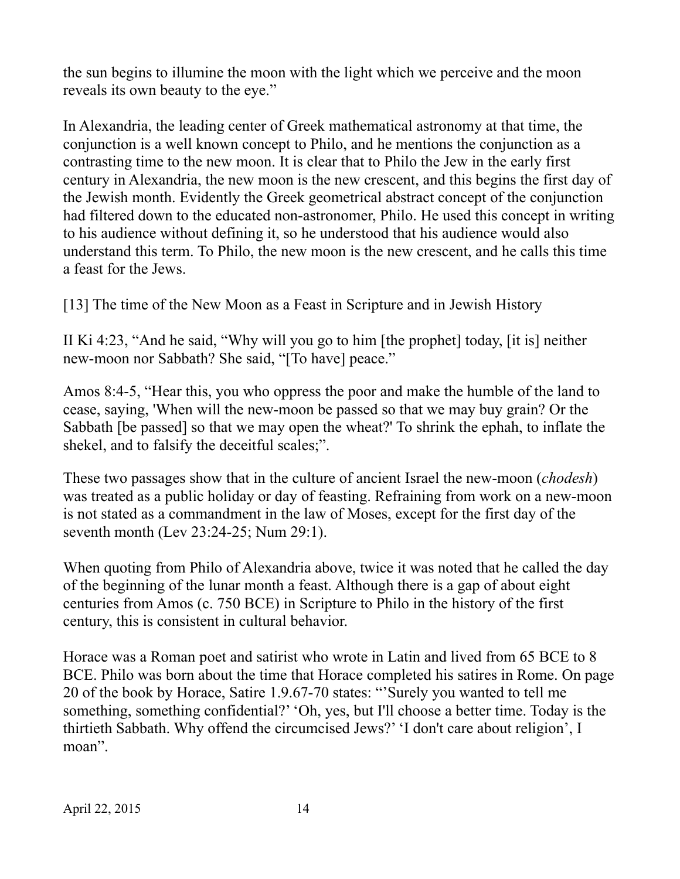the sun begins to illumine the moon with the light which we perceive and the moon reveals its own beauty to the eye."

In Alexandria, the leading center of Greek mathematical astronomy at that time, the conjunction is a well known concept to Philo, and he mentions the conjunction as a contrasting time to the new moon. It is clear that to Philo the Jew in the early first century in Alexandria, the new moon is the new crescent, and this begins the first day of the Jewish month. Evidently the Greek geometrical abstract concept of the conjunction had filtered down to the educated non-astronomer, Philo. He used this concept in writing to his audience without defining it, so he understood that his audience would also understand this term. To Philo, the new moon is the new crescent, and he calls this time a feast for the Jews.

[13] The time of the New Moon as a Feast in Scripture and in Jewish History

II Ki 4:23, "And he said, "Why will you go to him [the prophet] today, [it is] neither new-moon nor Sabbath? She said, "[To have] peace."

Amos 8:4-5, "Hear this, you who oppress the poor and make the humble of the land to cease, saying, 'When will the new-moon be passed so that we may buy grain? Or the Sabbath [be passed] so that we may open the wheat?' To shrink the ephah, to inflate the shekel, and to falsify the deceitful scales;".

These two passages show that in the culture of ancient Israel the new-moon (*chodesh*) was treated as a public holiday or day of feasting. Refraining from work on a new-moon is not stated as a commandment in the law of Moses, except for the first day of the seventh month (Lev 23:24-25; Num 29:1).

When quoting from Philo of Alexandria above, twice it was noted that he called the day of the beginning of the lunar month a feast. Although there is a gap of about eight centuries from Amos (c. 750 BCE) in Scripture to Philo in the history of the first century, this is consistent in cultural behavior.

Horace was a Roman poet and satirist who wrote in Latin and lived from 65 BCE to 8 BCE. Philo was born about the time that Horace completed his satires in Rome. On page 20 of the book by Horace, Satire 1.9.67-70 states: "'Surely you wanted to tell me something, something confidential?' 'Oh, yes, but I'll choose a better time. Today is the thirtieth Sabbath. Why offend the circumcised Jews?' 'I don't care about religion', I moan".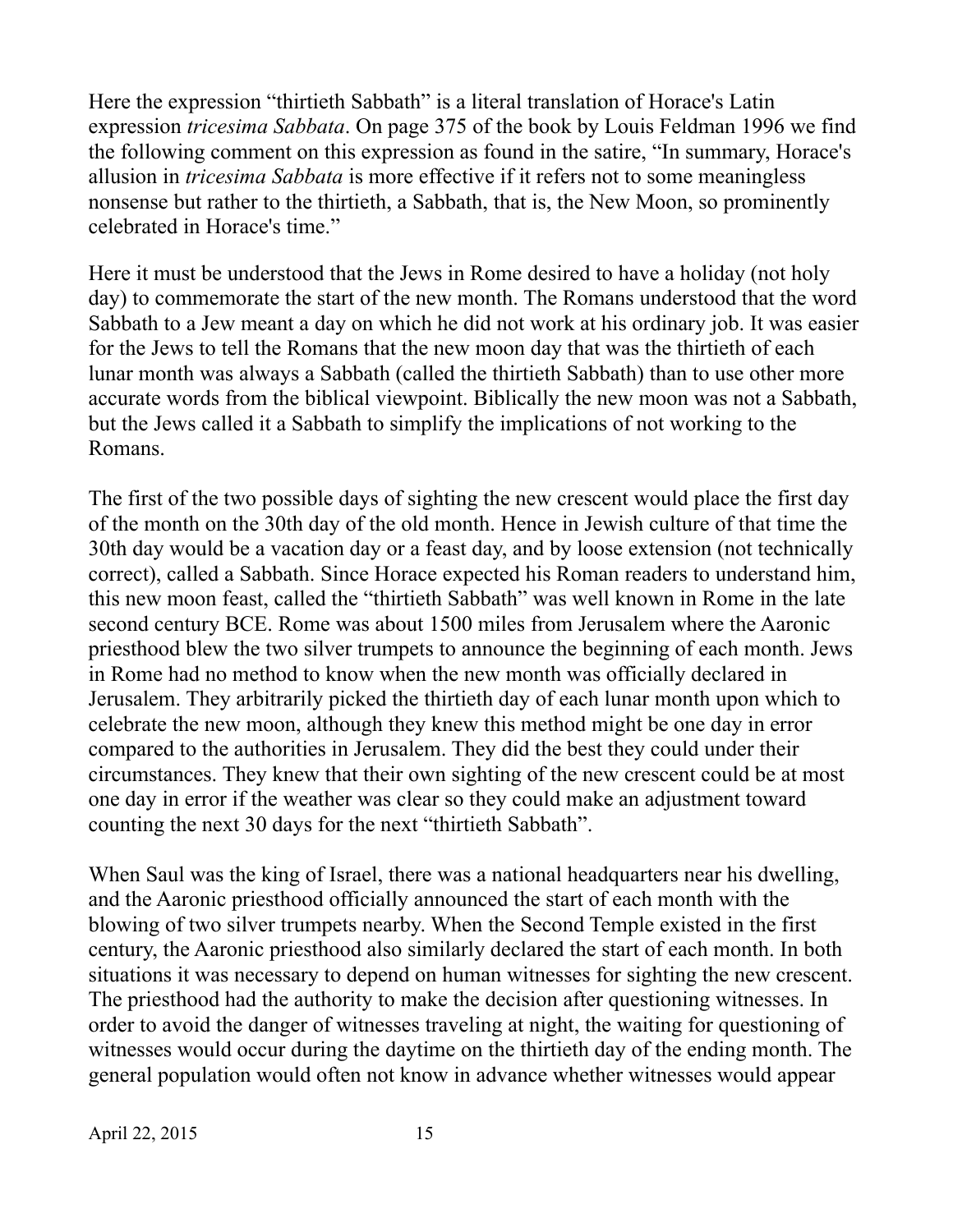Here the expression "thirtieth Sabbath" is a literal translation of Horace's Latin expression *tricesima Sabbata*. On page 375 of the book by Louis Feldman 1996 we find the following comment on this expression as found in the satire, "In summary, Horace's allusion in *tricesima Sabbata* is more effective if it refers not to some meaningless nonsense but rather to the thirtieth, a Sabbath, that is, the New Moon, so prominently celebrated in Horace's time."

Here it must be understood that the Jews in Rome desired to have a holiday (not holy day) to commemorate the start of the new month. The Romans understood that the word Sabbath to a Jew meant a day on which he did not work at his ordinary job. It was easier for the Jews to tell the Romans that the new moon day that was the thirtieth of each lunar month was always a Sabbath (called the thirtieth Sabbath) than to use other more accurate words from the biblical viewpoint. Biblically the new moon was not a Sabbath, but the Jews called it a Sabbath to simplify the implications of not working to the Romans.

The first of the two possible days of sighting the new crescent would place the first day of the month on the 30th day of the old month. Hence in Jewish culture of that time the 30th day would be a vacation day or a feast day, and by loose extension (not technically correct), called a Sabbath. Since Horace expected his Roman readers to understand him, this new moon feast, called the "thirtieth Sabbath" was well known in Rome in the late second century BCE. Rome was about 1500 miles from Jerusalem where the Aaronic priesthood blew the two silver trumpets to announce the beginning of each month. Jews in Rome had no method to know when the new month was officially declared in Jerusalem. They arbitrarily picked the thirtieth day of each lunar month upon which to celebrate the new moon, although they knew this method might be one day in error compared to the authorities in Jerusalem. They did the best they could under their circumstances. They knew that their own sighting of the new crescent could be at most one day in error if the weather was clear so they could make an adjustment toward counting the next 30 days for the next "thirtieth Sabbath".

When Saul was the king of Israel, there was a national headquarters near his dwelling, and the Aaronic priesthood officially announced the start of each month with the blowing of two silver trumpets nearby. When the Second Temple existed in the first century, the Aaronic priesthood also similarly declared the start of each month. In both situations it was necessary to depend on human witnesses for sighting the new crescent. The priesthood had the authority to make the decision after questioning witnesses. In order to avoid the danger of witnesses traveling at night, the waiting for questioning of witnesses would occur during the daytime on the thirtieth day of the ending month. The general population would often not know in advance whether witnesses would appear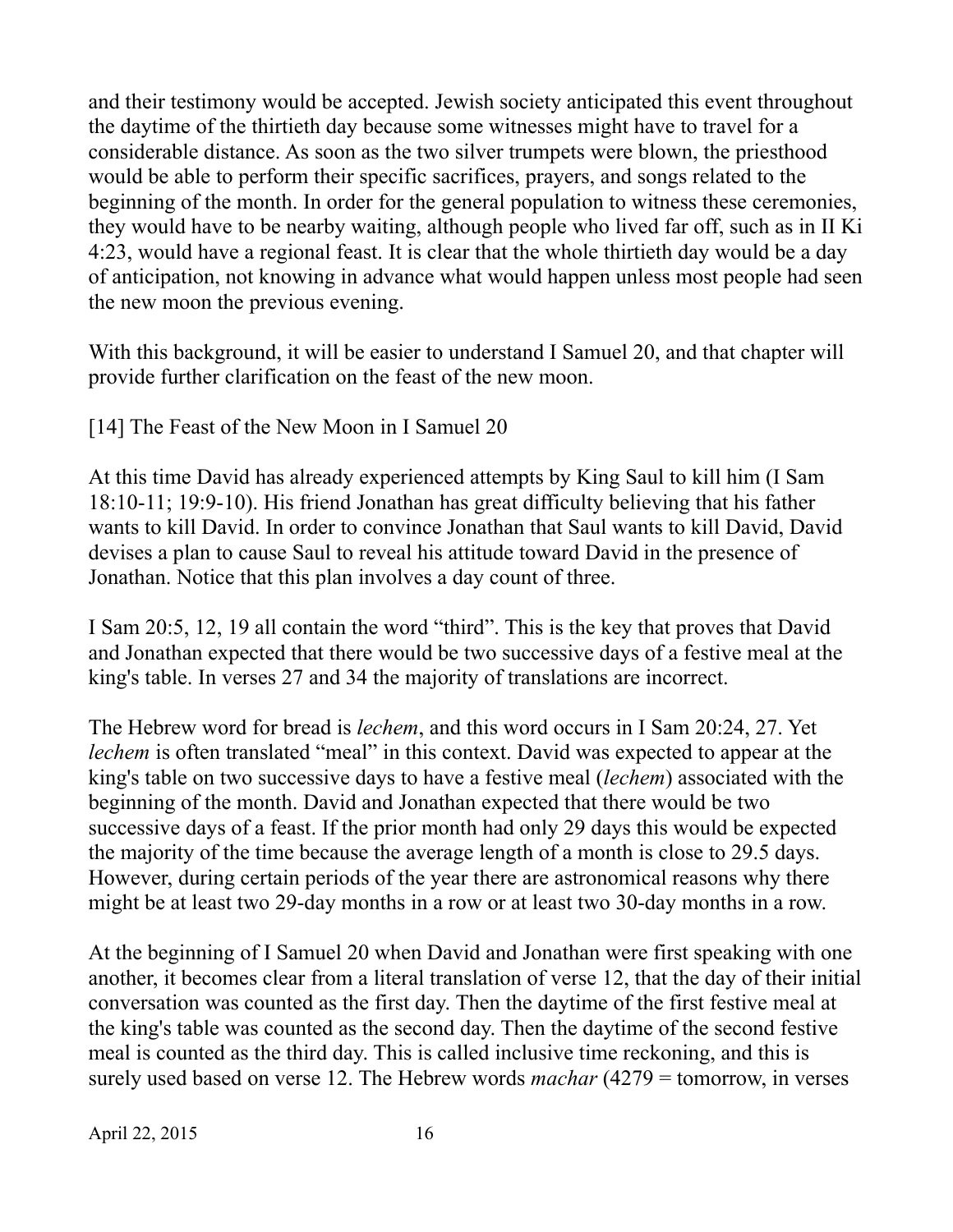and their testimony would be accepted. Jewish society anticipated this event throughout the daytime of the thirtieth day because some witnesses might have to travel for a considerable distance. As soon as the two silver trumpets were blown, the priesthood would be able to perform their specific sacrifices, prayers, and songs related to the beginning of the month. In order for the general population to witness these ceremonies, they would have to be nearby waiting, although people who lived far off, such as in II Ki 4:23, would have a regional feast. It is clear that the whole thirtieth day would be a day of anticipation, not knowing in advance what would happen unless most people had seen the new moon the previous evening.

With this background, it will be easier to understand I Samuel 20, and that chapter will provide further clarification on the feast of the new moon.

## [14] The Feast of the New Moon in I Samuel 20

At this time David has already experienced attempts by King Saul to kill him (I Sam 18:10-11; 19:9-10). His friend Jonathan has great difficulty believing that his father wants to kill David. In order to convince Jonathan that Saul wants to kill David, David devises a plan to cause Saul to reveal his attitude toward David in the presence of Jonathan. Notice that this plan involves a day count of three.

I Sam 20:5, 12, 19 all contain the word "third". This is the key that proves that David and Jonathan expected that there would be two successive days of a festive meal at the king's table. In verses 27 and 34 the majority of translations are incorrect.

The Hebrew word for bread is *lechem*, and this word occurs in I Sam 20:24, 27. Yet *lechem* is often translated "meal" in this context. David was expected to appear at the king's table on two successive days to have a festive meal (*lechem*) associated with the beginning of the month. David and Jonathan expected that there would be two successive days of a feast. If the prior month had only 29 days this would be expected the majority of the time because the average length of a month is close to 29.5 days. However, during certain periods of the year there are astronomical reasons why there might be at least two 29-day months in a row or at least two 30-day months in a row.

At the beginning of I Samuel 20 when David and Jonathan were first speaking with one another, it becomes clear from a literal translation of verse 12, that the day of their initial conversation was counted as the first day. Then the daytime of the first festive meal at the king's table was counted as the second day. Then the daytime of the second festive meal is counted as the third day. This is called inclusive time reckoning, and this is surely used based on verse 12. The Hebrew words *machar* (4279 = tomorrow, in verses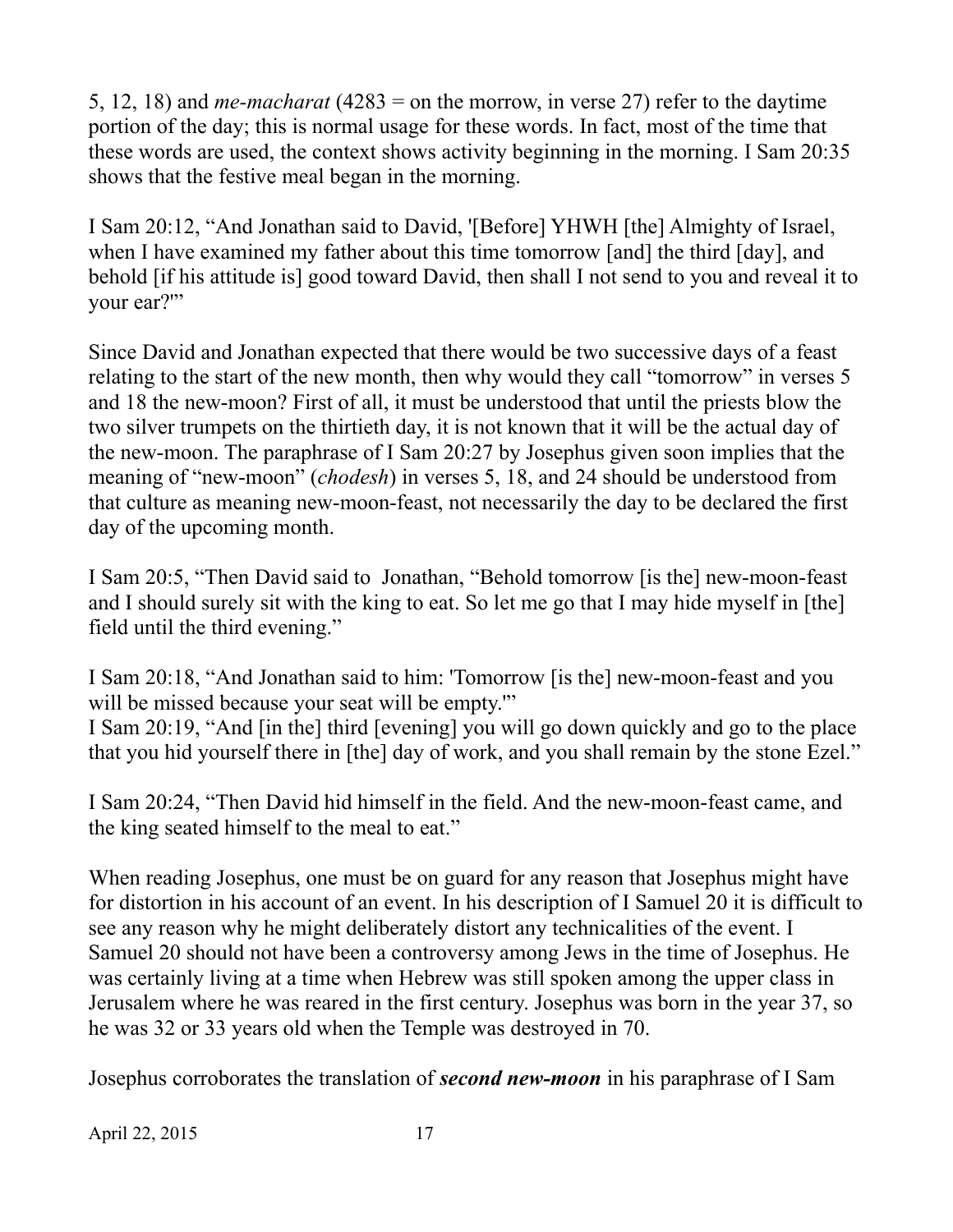5, 12, 18) and *me-macharat* (4283 = on the morrow, in verse 27) refer to the daytime portion of the day; this is normal usage for these words. In fact, most of the time that these words are used, the context shows activity beginning in the morning. I Sam 20:35 shows that the festive meal began in the morning.

I Sam 20:12, "And Jonathan said to David, '[Before] YHWH [the] Almighty of Israel, when I have examined my father about this time tomorrow [and] the third [day], and behold [if his attitude is] good toward David, then shall I not send to you and reveal it to your ear?'"

Since David and Jonathan expected that there would be two successive days of a feast relating to the start of the new month, then why would they call "tomorrow" in verses 5 and 18 the new-moon? First of all, it must be understood that until the priests blow the two silver trumpets on the thirtieth day, it is not known that it will be the actual day of the new-moon. The paraphrase of I Sam 20:27 by Josephus given soon implies that the meaning of "new-moon" (*chodesh*) in verses 5, 18, and 24 should be understood from that culture as meaning new-moon-feast, not necessarily the day to be declared the first day of the upcoming month.

I Sam 20:5, "Then David said to Jonathan, "Behold tomorrow [is the] new-moon-feast and I should surely sit with the king to eat. So let me go that I may hide myself in [the] field until the third evening."

I Sam 20:18, "And Jonathan said to him: 'Tomorrow [is the] new-moon-feast and you will be missed because your seat will be empty.'"
I Sam 20:19, "And [in the] third [evening] you will go down quickly and go to the place that you hid yourself there in [the] day of work, and you shall remain by the stone Ezel."

I Sam 20:24, "Then David hid himself in the field. And the new-moon-feast came, and the king seated himself to the meal to eat."

When reading Josephus, one must be on guard for any reason that Josephus might have for distortion in his account of an event. In his description of I Samuel 20 it is difficult to see any reason why he might deliberately distort any technicalities of the event. I Samuel 20 should not have been a controversy among Jews in the time of Josephus. He was certainly living at a time when Hebrew was still spoken among the upper class in Jerusalem where he was reared in the first century. Josephus was born in the year 37, so he was 32 or 33 years old when the Temple was destroyed in 70.

Josephus corroborates the translation of ***second new-moon*** in his paraphrase of I Sam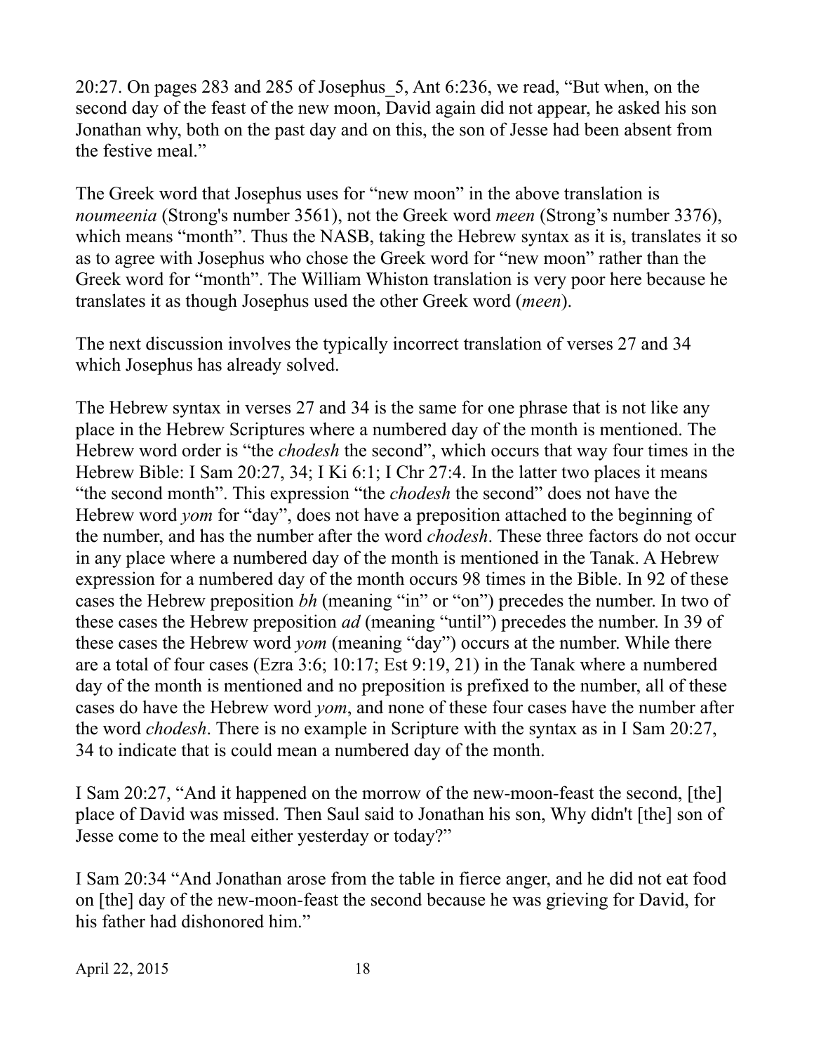20:27. On pages 283 and 285 of Josephus_5, Ant 6:236, we read, "But when, on the second day of the feast of the new moon, David again did not appear, he asked his son Jonathan why, both on the past day and on this, the son of Jesse had been absent from the festive meal."

The Greek word that Josephus uses for "new moon" in the above translation is *noumeenia* (Strong's number 3561), not the Greek word *meen* (Strong's number 3376), which means "month". Thus the NASB, taking the Hebrew syntax as it is, translates it so as to agree with Josephus who chose the Greek word for "new moon" rather than the Greek for "month". The William Whiston translation is very poor here because he translates it as though Josephus used the other Greek word (*meen*).

The next discussion involves the typically incorrect translation of verses 27 and 34 which Josephus has already solved.

The Hebrew syntax in verses 27 and 34 is the same for one phrase that is not like any place in the Hebrew Scriptures where a numbered day of the month is mentioned. The Hebrew word order is "the *chodesh* the second", which occurs that way four times in the Hebrew Bible: I Sam 20:27, 34; I Ki 6:1; I Chr 27:4. In the latter two places it means "the second month". This expression "the *chodesh* the second" does not have the Hebrew word *yom* for "day", does not have a preposition attached to the beginning of the number, and has the number after the word *chodesh*. These three factors do not occur in any place where a numbered day of the month is mentioned in the Tanak. A Hebrew expression for a numbered day of the month occurs 98 times in the Bible. In 92 of these cases the Hebrew preposition *bh* (meaning "in" or "on") precedes the number. In two of these cases the Hebrew preposition *ad* (meaning "until") precedes the number. In 39 of these cases the Hebrew word *yom* (meaning "day") occurs at the number. While there are a total of four cases (Ezra 3:6; 10:17; Est 9:19, 21) in the Tanak where a numbered day of the month is mentioned and no preposition is prefixed to the number, all of these cases do have the Hebrew word *yom*, and none of these four cases have the number after the word *chodesh*. There is no example in Scripture with the syntax as in I Sam 20:27, 34 to indicate that is could mean a numbered day of the month.

I Sam 20:27, "And it happened on the morrow of the new-moon-feast the second, [the] place of David was missed. Then Saul said to Jonathan his son, Why didn't [the] son of Jesse come to the meal either yesterday or today?"

I Sam 20:34 "And Jonathan arose from the table in fierce anger, and he did not eat food on [the] day of the new-moon-feast the second because he was grieving for David, for his father had dishonored him."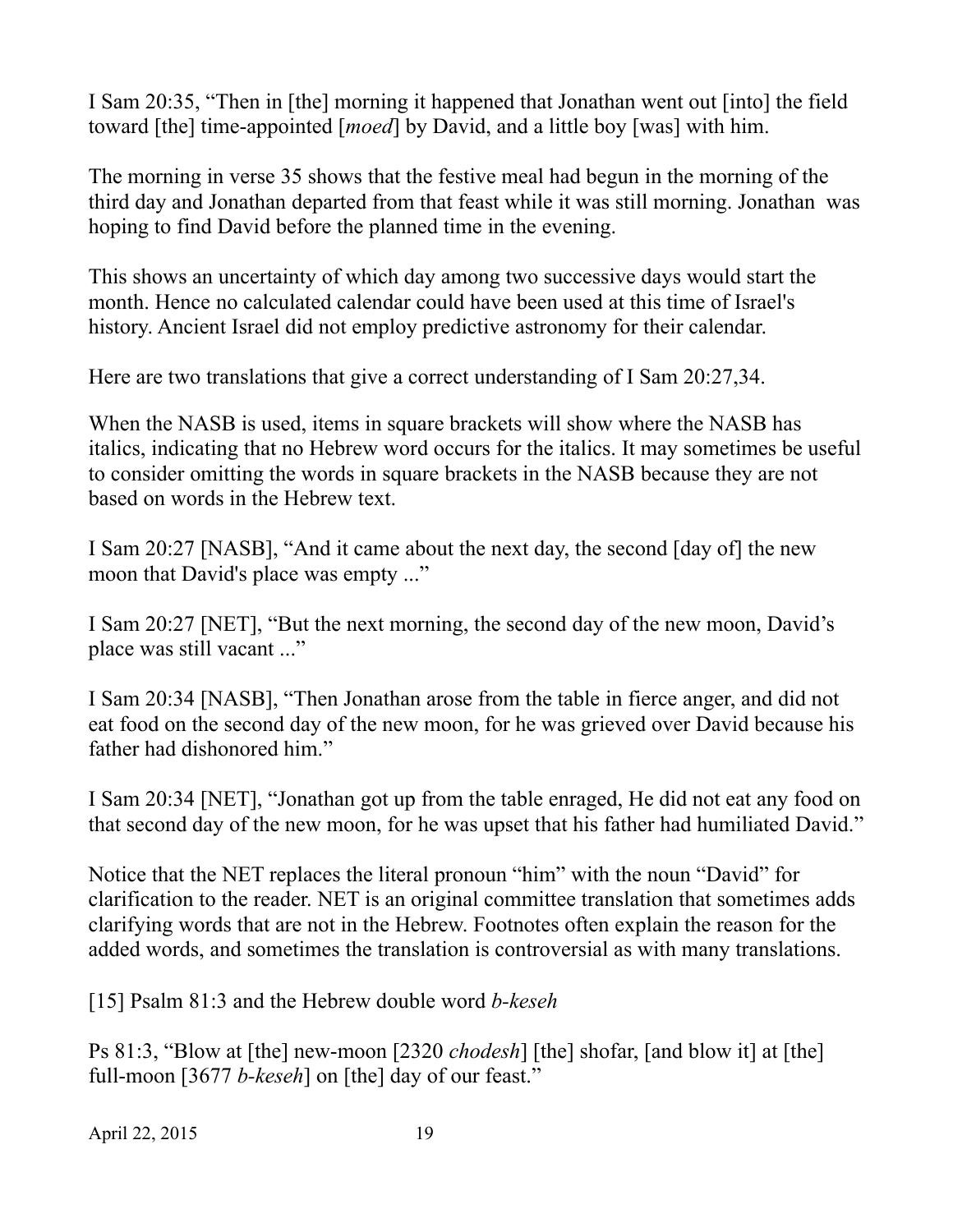I Sam 20:35, “Then in [the] morning it happened that Jonathan went out [into] the field toward [the] time-appointed [*moed*] by David, and a little boy [was] with him.

The morning in verse 35 shows that the festive meal had begun in the morning of the third day and Jonathan departed from that feast while it was still morning. Jonathan was hoping to find David before the planned time in the evening.

This shows an uncertainty of which day among two successive days would start the month. Hence no calculated calendar could have been used at this time of Israel's history. Ancient Israel did not employ predictive astronomy for their calendar.

Here are two translations that give a correct understanding of I Sam 20:27,34.

When the NASB is used, items in square brackets will show where the NASB has italics, indicating that no Hebrew word occurs for the italics. It may sometimes be useful to consider omitting the words in square brackets in the NASB because they are not based on words in the Hebrew text.

I Sam 20:27 [NASB], “And it came about the next day, the second [day of] the new moon that David's place was empty ...”

I Sam 20:27 [NET], “But the next morning, the second day of the new moon, David’s place was still vacant ...”

I Sam 20:34 [NASB], “Then Jonathan arose from the table in fierce anger, and did not eat food on the second day of the new moon, for he was grieved over David because his father had dishonored him.”

I Sam 20:34 [NET], “Jonathan got up from the table enraged, He did not eat any food on that second day of the new moon, for he was upset that his father had humiliated David.”

Notice that the NET replaces the literal pronoun “him” with the noun “David” for clarification to the reader. NET is an original committee translation that sometimes adds clarifying words that are not in the Hebrew. Footnotes often explain the reason for the added words, and sometimes the translation is controversial as with many translations.

[15] Psalm 81:3 and the Hebrew double word *b-keseh*

Ps 81:3, “Blow at [the] new-moon [2320 *chodesh*] [the] shofar, [and blow it] at [the] full-moon [3677 *b-keseh*] on [the] day of our feast.”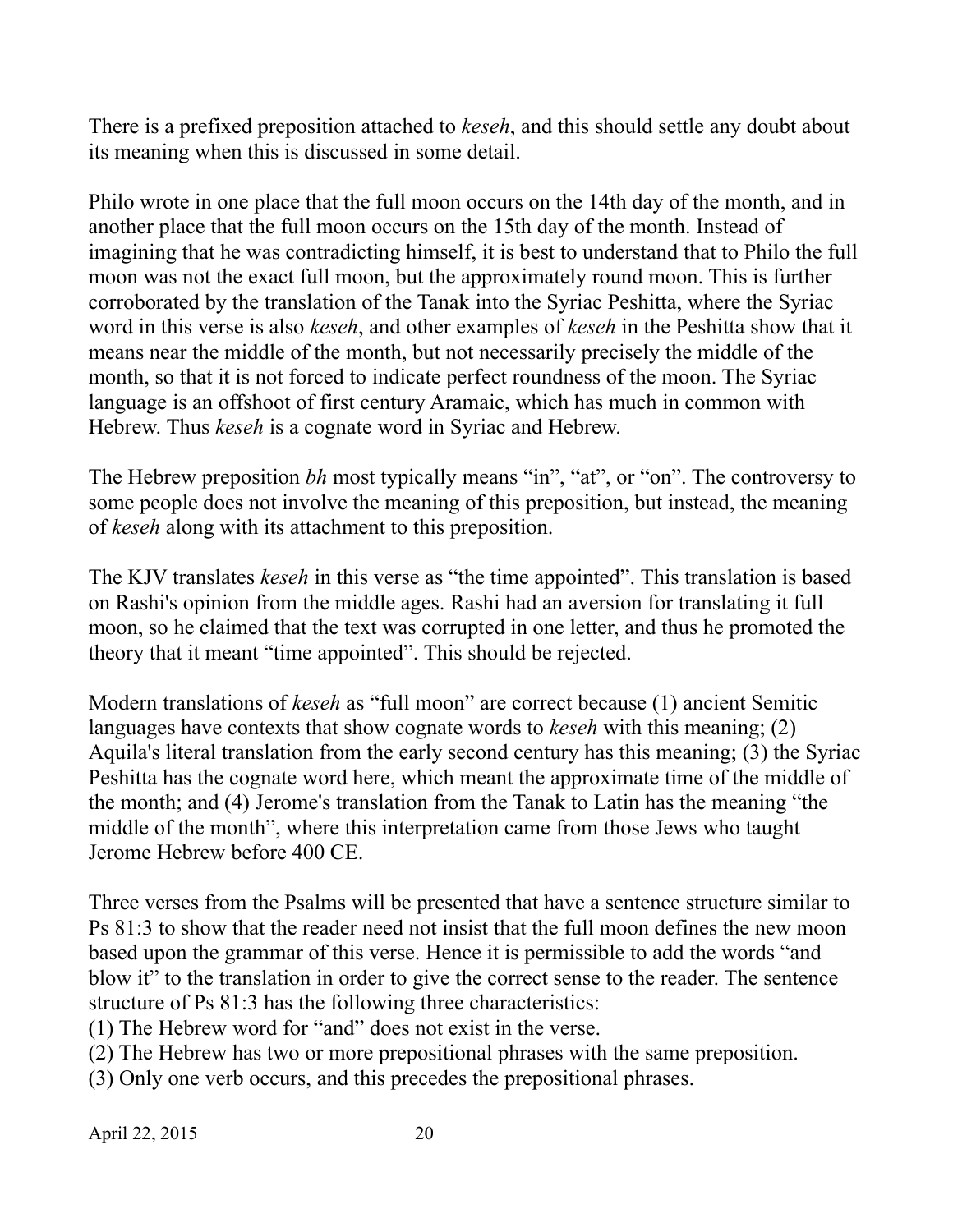There is a prefixed preposition attached to *keseh*, and this should settle any doubt about its meaning when this is discussed in some detail.

Philo wrote in one place that the full moon occurs on the 14th day of the month, and in another place that the full moon occurs on the 15th day of the month. Instead of imagining that he was contradicting himself, it is best to understand that to Philo the full moon was not the exact full moon, but the approximately round moon. This is further corroborated by the translation of the Tanak into the Syriac Peshitta, where the Syriac word in this verse is also *keseh*, and other examples of *keseh* in the Peshitta show that it means near the middle of the month, but not necessarily precisely the middle of the month, so that it is not forced to indicate perfect roundness of the moon. The Syriac language is an offshoot of first century Aramaic, which has much in common with Hebrew. Thus *keseh* is a cognate word in Syriac and Hebrew.

The Hebrew preposition *bh* most typically means "in", "at", or "on". The controversy to some people does not involve the meaning of this preposition, but instead, the meaning of *keseh* along with its attachment to this preposition.

The KJV translates *keseh* in this verse as "the time appointed". This translation is based on Rashi's opinion from the middle ages. Rashi had an aversion for translating it full moon, so he claimed that the text was corrupted in one letter, and thus he promoted the theory that it meant "time appointed". This should be rejected.

Modern translations of *keseh* as "full moon" are correct because (1) ancient Semitic languages have contexts that show cognate words to *keseh* with this meaning; (2) Aquila's literal translation from the early second century has this meaning; (3) the Syriac Peshitta has the cognate word here, which meant the approximate time of the middle of the month; and (4) Jerome's translation from the Tanak to Latin has the meaning "the middle of the month", where this interpretation came from those Jews who taught Jerome Hebrew before 400 CE.

Three verses from the Psalms will be presented that have a sentence structure similar to Ps 81:3 to show that the reader need not insist that the full moon defines the new moon based upon the grammar of this verse. Hence it is permissible to add the words "and blow it" to the translation in order to give the correct sense to the reader. The sentence structure of Ps 81:3 has the following three characteristics:

(1) The Hebrew word for "and" does not exist in the verse.
(2) The Hebrew has two or more prepositional phrases with the same preposition.
(3) Only one verb occurs, and this precedes the prepositional phrases.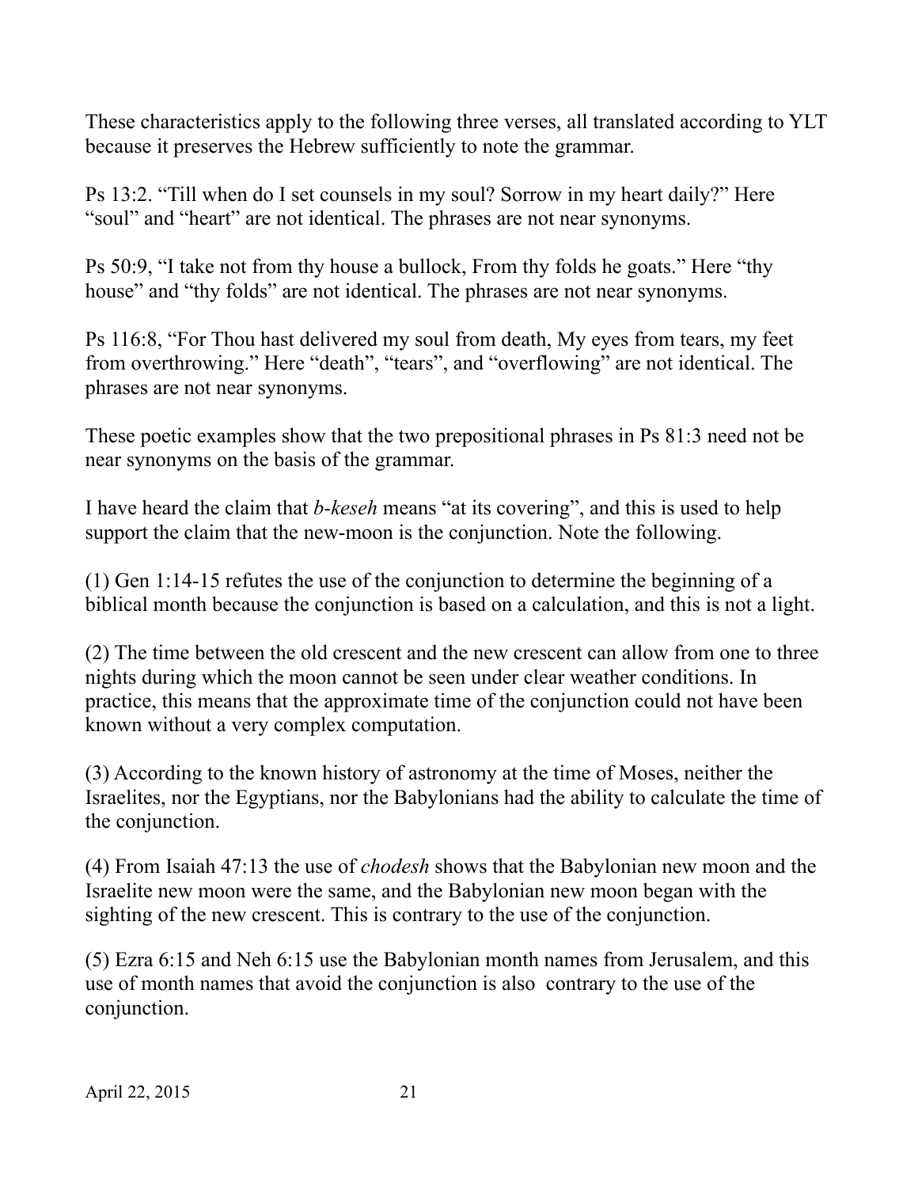These characteristics apply to the following three verses, all translated according to YLT because it preserves the Hebrew sufficiently to note the grammar.

Ps 13:2. “Till when do I set counsels in my soul? Sorrow in my heart daily?” Here “soul” and “heart” are not identical. The phrases are not near synonyms.

Ps 50:9, “I take not from thy house a bullock, From thy folds he goats.” Here “thy house” and “thy folds” are not identical. The phrases are not near synonyms.

Ps 116:8, “For Thou hast delivered my soul from death, My eyes from tears, my feet from overthrowing.” Here “death”, “tears”, and “overflowing” are not identical. The phrases are not near synonyms.

These poetic examples show that the two prepositional phrases in Ps 81:3 need not be near synonyms on the basis of the grammar.

I have heard the claim that *b-keseh* means “at its covering”, and this is used to help support the claim that the new-moon is the conjunction. Note the following.

(1) Gen 1:14-15 refutes the use of the conjunction to determine the beginning of a biblical month because the conjunction is based on a calculation, and this is not a light.

(2) The time between the old crescent and the new crescent can allow from one to three nights during which the moon cannot be seen under clear weather conditions. In practice, this means that the approximate time of the conjunction could not have been known without a very complex computation.

(3) According to the known history of astronomy at the time of Moses, neither the Israelites, nor the Egyptians, nor the Babylonians had the ability to calculate the time of the conjunction.

(4) From Isaiah 47:13 the use of *chodesh* shows that the Babylonian new moon and the Israelite new moon were the same, and the Babylonian new moon began with the sighting of the new crescent. This is contrary to the use of the conjunction.

(5) Ezra 6:15 and Neh 6:15 use the Babylonian month names from Jerusalem, and this use of month names that avoid the conjunction is also contrary to the use of the conjunction.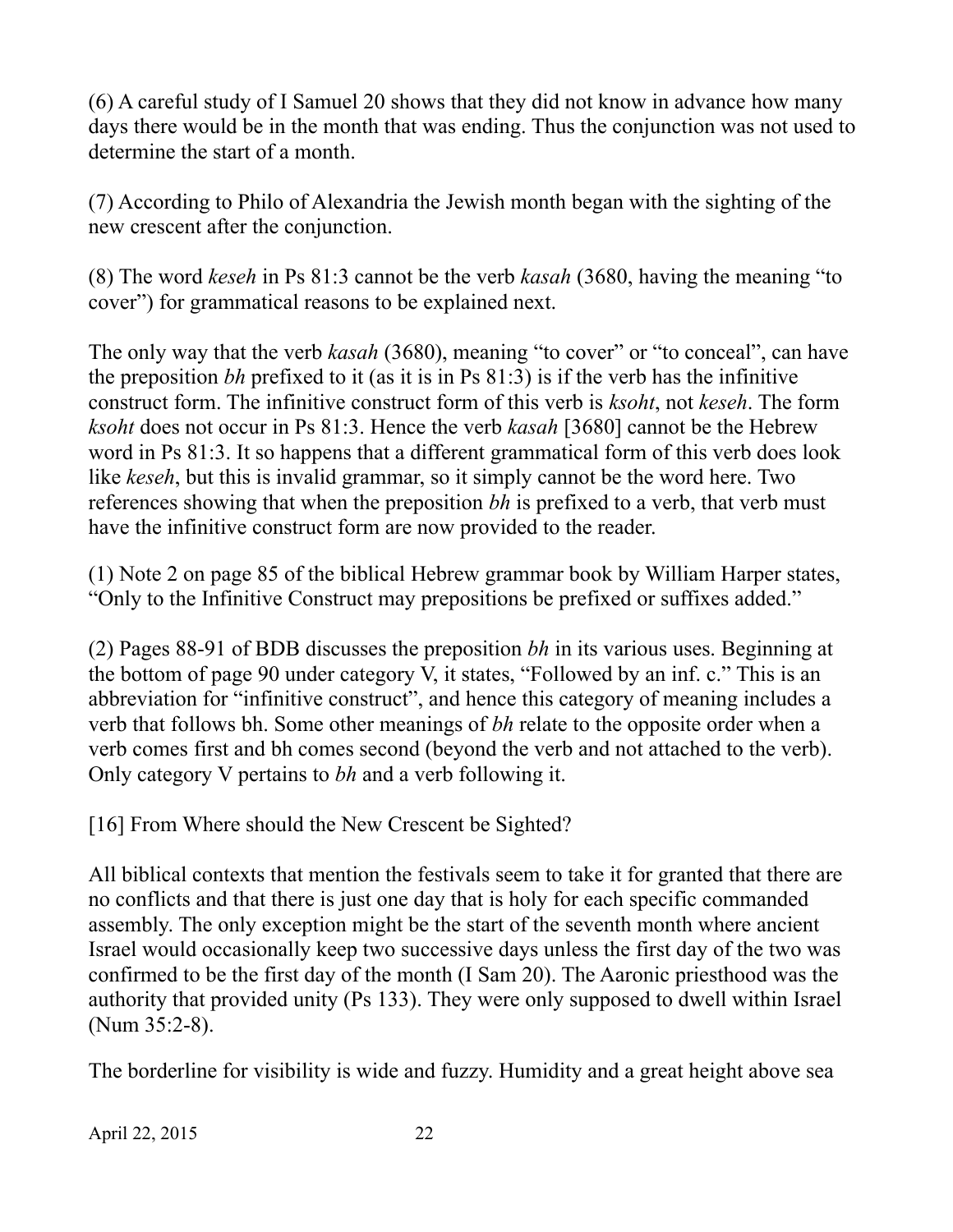(6) A careful study of I Samuel 20 shows that they did not know in advance how many days there would be in the month that was ending. Thus the conjunction was not used to determine the start of a month.

(7) According to Philo of Alexandria the Jewish month began with the sighting of the new crescent after the conjunction.

(8) The word *keseh* in Ps 81:3 cannot be the verb *kasah* (3680, having the meaning "to cover") for grammatical reasons to be explained next.

The only way that the verb *kasah* (3680), meaning "to cover" or "to conceal", can have the preposition *bh* prefixed to it (as it is in Ps 81:3) is if the verb has the infinitive construct form. The infinitive construct form of this verb is *ksoht*, not *keseh*. The form *ksoht* does not occur in Ps 81:3. Hence the verb *kasah* [3680] cannot be the Hebrew word in Ps 81:3. It so happens that a different grammatical form of this verb does look like *keseh*, but this is invalid grammar, so it simply cannot be the word here. Two references showing that when the preposition *bh* is prefixed to a verb, that verb must have the infinitive construct form are now provided to the reader.

(1) Note 2 on page 85 of the biblical Hebrew grammar book by William Harper states, "Only to the Infinitive Construct may prepositions be prefixed or suffixes added."

(2) Pages 88-91 of BDB discusses the preposition *bh* in its various uses. Beginning at the bottom of page 90 under category V, it states, "Followed by an inf. c." This is an abbreviation for "infinitive construct", and hence this category of meaning includes a verb that follows bh. Some other meanings of *bh* relate to the opposite order when a verb comes first and bh comes second (beyond the verb and not attached to the verb). Only category V pertains to *bh* and a verb following it.

## [16] From Where should the New Crescent be Sighted?

All biblical contexts that mention the festivals seem to take it for granted that there are no conflicts and that there is just one day that is holy for each specific commanded assembly. The only exception might be the start of the seventh month where ancient Israel would occasionally keep two successive days unless the first day of the two was confirmed to be the first day of the month (I Sam 20). The Aaronic priesthood was the authority that provided unity (Ps 133). They were only supposed to dwell within Israel (Num 35:2-8).

The borderline for visibility is wide and fuzzy. Humidity and a great height above sea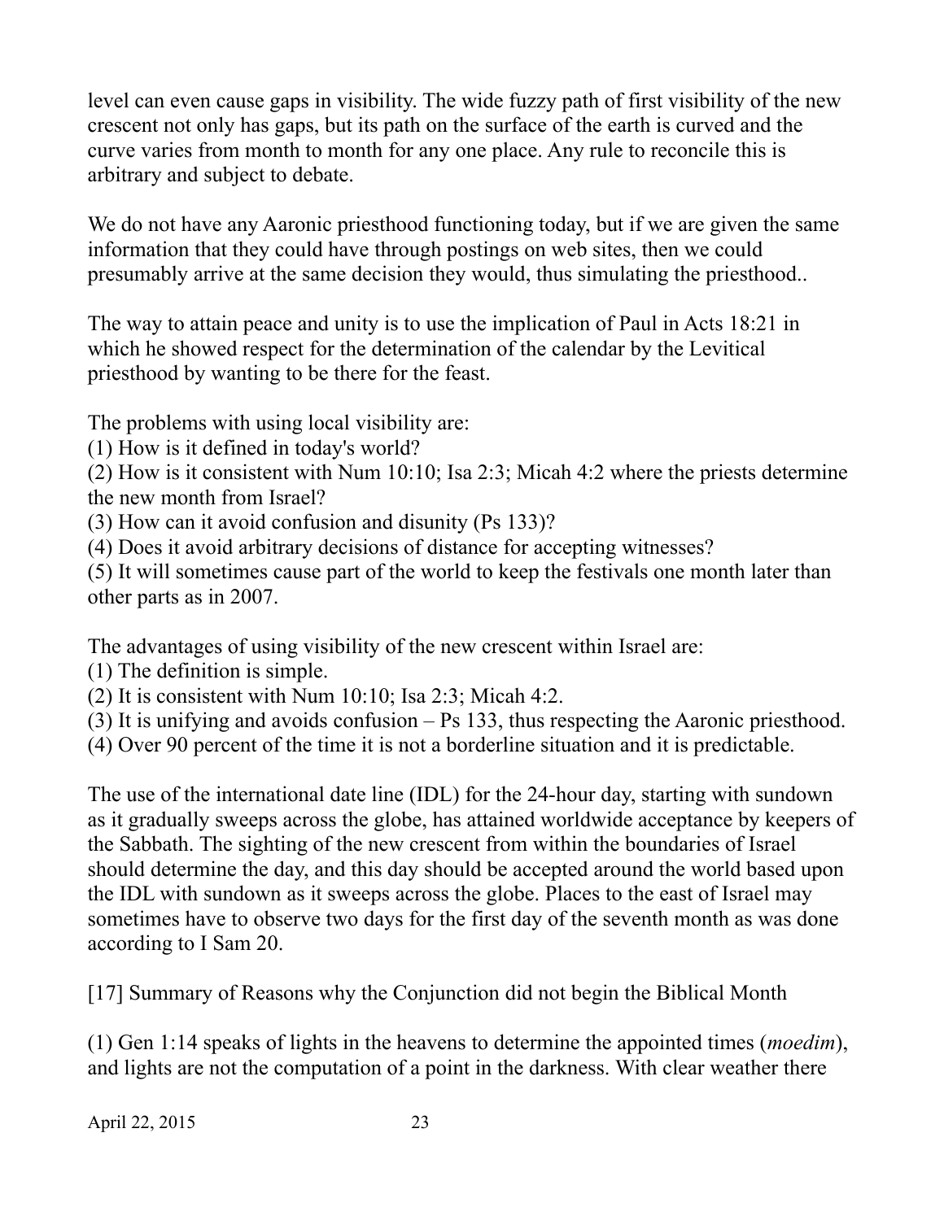level can even cause gaps in visibility. The wide fuzzy path of first visibility of the new crescent not only has gaps, but its path on the surface of the earth is curved and the curve varies from month to month for any one place. Any rule to reconcile this is arbitrary and subject to debate.

We do not have any Aaronic priesthood functioning today, but if we are given the same information that they could have through postings on web sites, then we could presumably arrive at the same decision they would, thus simulating the priesthood..

The way to attain peace and unity is to use the implication of Paul in Acts 18:21 in which he showed respect for the determination of the calendar by the Levitical priesthood by wanting to be there for the feast.

The problems with using local visibility are:
(1) How is it defined in today's world?
(2) How is it consistent with Num 10:10; Isa 2:3; Micah 4:2 where the priests determine the new month from Israel?
(3) How can it avoid confusion and disunity (Ps 133)?
(4) Does it avoid arbitrary decisions of distance for accepting witnesses?
(5) It will sometimes cause part of the world to keep the festivals one month later than other parts as in 2007.

The advantages of using visibility of the new crescent within Israel are:
(1) The definition is simple.
(2) It is consistent with Num 10:10; Isa 2:3; Micah 4:2.
(3) It is unifying and avoids confusion – Ps 133, thus respecting the Aaronic priesthood.
(4) Over 90 percent of the time it is not a borderline situation and it is predictable.

The use of the international date line (IDL) for the 24-hour day, starting with sundown as it gradually sweeps across the globe, has attained worldwide acceptance by keepers of the Sabbath. The sighting of the new crescent from within the boundaries of Israel should determine the day, and this day should be accepted around the world based upon the IDL with sundown as it sweeps across the globe. Places to the east of Israel may sometimes have to observe two days for the first day of the seventh month as was done according to I Sam 20.

## [17] Summary of Reasons why the Conjunction did not begin the Biblical Month

(1) Gen 1:14 speaks of lights in the heavens to determine the appointed times (*moedim*), and lights are not the computation of a point in the darkness. With clear weather there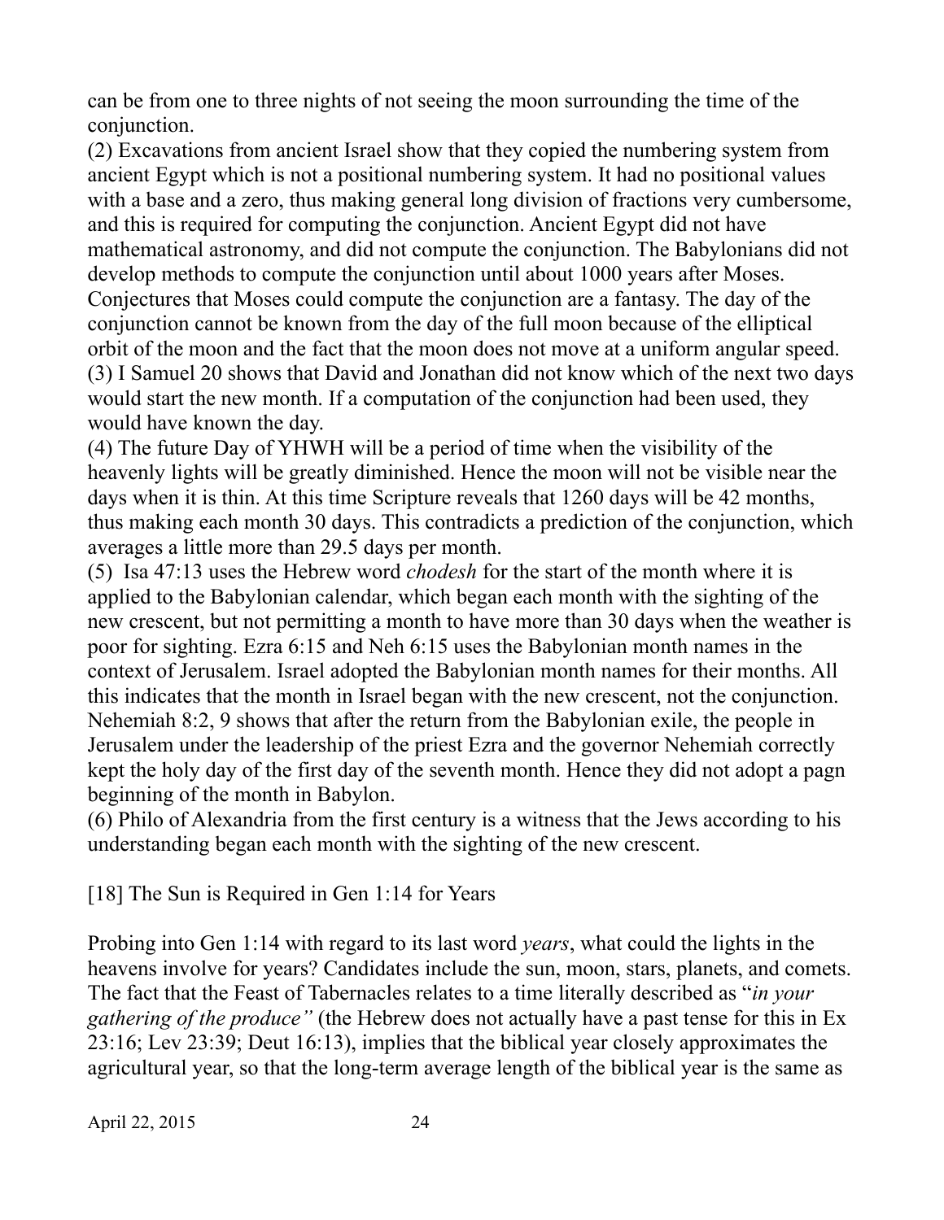can be from one to three nights of not seeing the moon surrounding the time of the conjunction.

(2) Excavations from ancient Israel show that they copied the numbering system from ancient Egypt which is not a positional numbering system. It had no positional values with a base and a zero, thus making general long division of fractions very cumbersome, and this is required for computing the conjunction. Ancient Egypt did not have mathematical astronomy, and did not compute the conjunction. The Babylonians did not develop methods to compute the conjunction until about 1000 years after Moses. Conjectures that Moses could compute the conjunction are a fantasy. The day of the conjunction cannot be known from the day of the full moon because of the elliptical orbit of the moon and the fact that the moon does not move at a uniform angular speed.

(3) I Samuel 20 shows that David and Jonathan did not know which of the next two days would start the new month. If a computation of the conjunction had been used, they would have known the day.

(4) The future Day of YHWH will be a period of time when the visibility of the heavenly lights will be greatly diminished. Hence the moon will not be visible near the days when it is thin. At this time Scripture reveals that 1260 days will be 42 months, thus making each month 30 days. This contradicts a prediction of the conjunction, which averages a little more than 29.5 days per month.

(5) Isa 47:13 uses the Hebrew word *chodesh* for the start of the month where it is applied to the Babylonian calendar, which began each month with the sighting of the new crescent, but not permitting a month to have more than 30 days when the weather is poor for sighting. Ezra 6:15 and Neh 6:15 uses the Babylonian month names in the context of Jerusalem. Israel adopted the Babylonian month names for their months. All this indicates that the month in Israel began with the new crescent, not the conjunction. Nehemiah 8:2, 9 shows that after the return from the Babylonian exile, the people in Jerusalem under the leadership of the priest Ezra and the governor Nehemiah correctly kept the holy day of the first day of the seventh month. Hence they did not adopt a pagn beginning of the month in Babylon.

(6) Philo of Alexandria from the first century is a witness that the Jews according to his understanding began each month with the sighting of the new crescent.

## [18] The Sun is Required in Gen 1:14 for Years

Probing into Gen 1:14 with regard to its last word *years*, what could the lights in the heavens involve for years? Candidates include the sun, moon, stars, planets, and comets. The fact that the Feast of Tabernacles relates to a time literally described as "*in your gathering of the produce"* (the Hebrew does not actually have a past tense for this in Ex 23:16; Lev 23:39; Deut 16:13), implies that the biblical year closely approximates the agricultural year, so that the long-term average length of the biblical year is the same as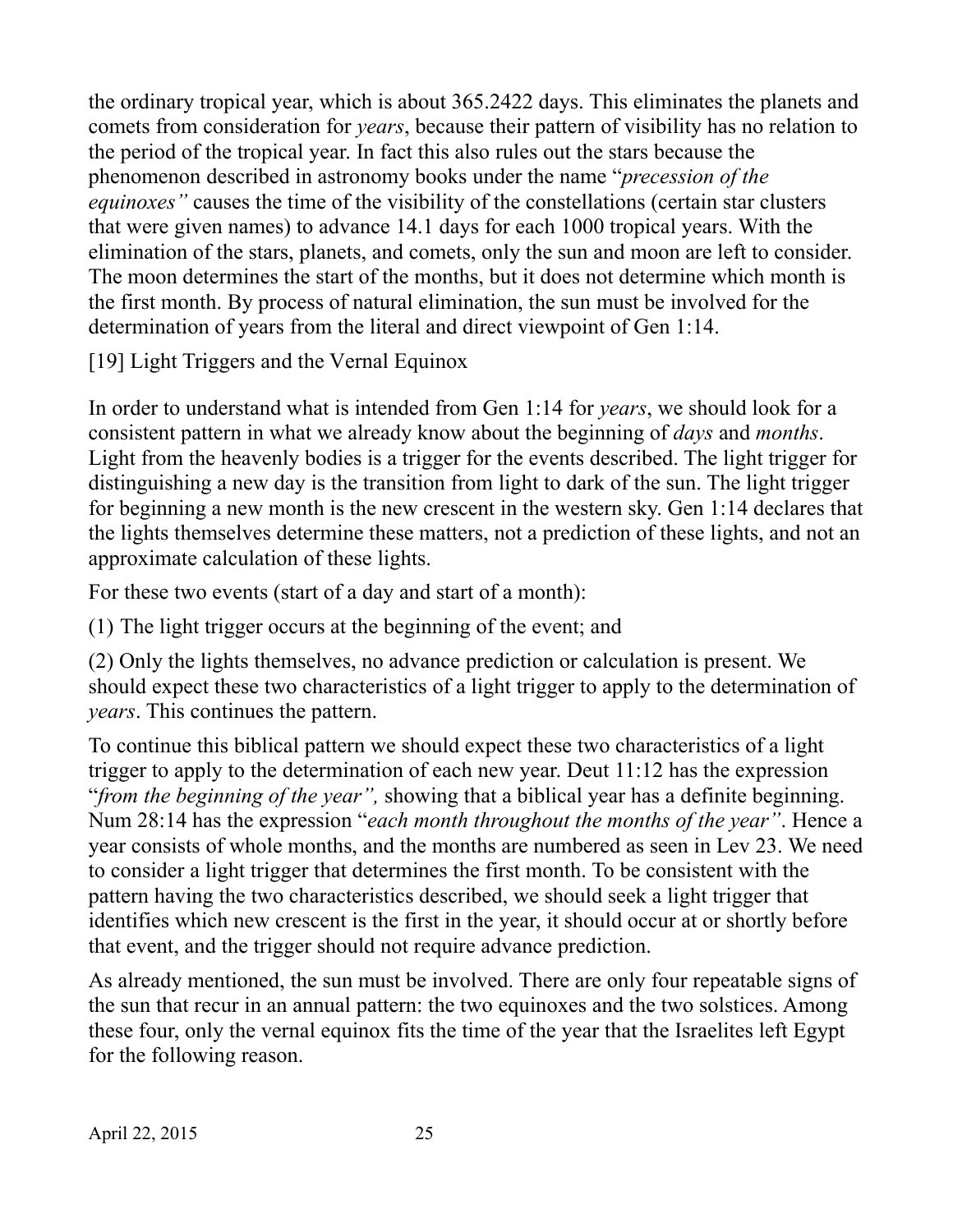the ordinary tropical year, which is about 365.2422 days. This eliminates the planets and comets from consideration for *years*, because their pattern of visibility has no relation to the period of the tropical year. In fact this also rules out the stars because the phenomenon described in astronomy books under the name "*precession of the equinoxes"* causes the time of the visibility of the constellations (certain star clusters that were given names) to advance 14.1 days for each 1000 tropical years. With the elimination of the stars, planets, and comets, only the sun and moon are left to consider. The moon determines the start of the months, but it does not determine which month is the first month. By process of natural elimination, the sun must be involved for the determination of years from the literal and direct viewpoint of Gen 1:14.

## [19] Light Triggers and the Vernal Equinox

In order to understand what is intended from Gen 1:14 for *years*, we should look for a consistent pattern in what we already know about the beginning of *days* and *months*. Light from the heavenly bodies is a trigger for the events described. The light trigger for distinguishing a new day is the transition from light to dark of the sun. The light trigger for beginning a new month is the new crescent in the western sky. Gen 1:14 declares that the lights themselves determine these matters, not a prediction of these lights, and not an approximate calculation of these lights.

For these two events (start of a day and start of a month):

(1) The light trigger occurs at the beginning of the event; and

(2) Only the lights themselves, no advance prediction or calculation is present. We should expect these two characteristics of a light trigger to apply to the determination of *years*. This continues the pattern.

To continue this biblical pattern we should expect these two characteristics of a light trigger to apply to the determination of each new year. Deut 11:12 has the expression "*from the beginning of the year",* showing that a biblical year has a definite beginning. Num 28:14 has the expression "*each month throughout the months of the year"*. Hence a year consists of whole months, and the months are numbered as seen in Lev 23. We need to consider a light trigger that determines the first month. To be consistent with the pattern having the two characteristics described, we should seek a light trigger that identifies which new crescent is the first in the year, it should occur at or shortly before that event, and the trigger should not require advance prediction.

As already mentioned, the sun must be involved. There are only four repeatable signs of the sun that recur in an annual pattern: the two equinoxes and the two solstices. Among these four, only the vernal equinox fits the time of the year that the Israelites left Egypt for the following reason.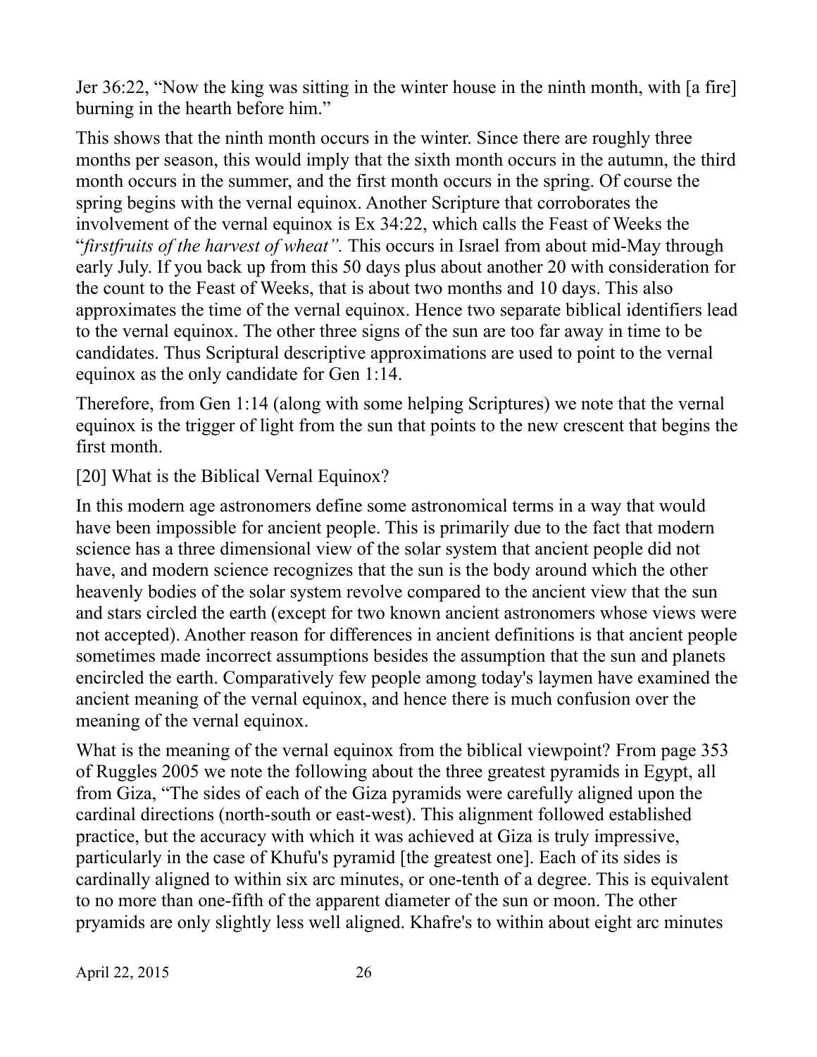Jer 36:22, “Now the king was sitting in the winter house in the ninth month, with [a fire] burning in the hearth before him.”

This shows that the ninth month occurs in the winter. Since there are roughly three months per season, this would imply that the sixth month occurs in the autumn, the third month occurs in the summer, and the first month occurs in the spring. Of course the spring begins with the vernal equinox. Another Scripture that corroborates the involvement of the vernal equinox is Ex 34:22, which calls the Feast of Weeks the “*firstfruits of the harvest of wheat”.* This occurs in Israel from about mid-May through early July. If you back up from this 50 days plus about another 20 with consideration for the count to the Feast of Weeks, that is about two months and 10 days. This also approximates the time of the vernal equinox. Hence two separate biblical identifiers lead to the vernal equinox. The other three signs of the sun are too far away in time to be candidates. Thus Scriptural descriptive approximations are used to point to the vernal equinox as the only candidate for Gen 1:14.

Therefore, from Gen 1:14 (along with some helping Scriptures) we note that the vernal equinox is the trigger of light from the sun that points to the new crescent that begins the first month.

## [20] What is the Biblical Vernal Equinox?

In this modern age astronomers define some astronomical terms in a way that would have been impossible for ancient people. This is primarily due to the fact that modern science has a three dimensional view of the solar system that ancient people did not have, and modern science recognizes that the sun is the body around which the other heavenly bodies of the solar system revolve compared to the ancient view that the sun and stars circled the earth (except for two known ancient astronomers whose views were not accepted). Another reason for differences in ancient definitions is that ancient people sometimes made incorrect assumptions besides the assumption that the sun and planets encircled the earth. Comparatively few people among today's laymen have examined the ancient meaning of the vernal equinox, and hence there is much confusion over the meaning of the vernal equinox.

What is the meaning of the vernal equinox from the biblical viewpoint? From page 353 of Ruggles 2005 we note the following about the three greatest pyramids in Egypt, all from Giza, “The sides of each of the Giza pyramids were carefully aligned upon the cardinal directions (north-south or east-west). This alignment followed established practice, but the accuracy with which it was achieved at Giza is truly impressive, particularly in the case of Khufu's pyramid [the greatest one]. Each of its sides is cardinally aligned to within six arc minutes, or one-tenth of a degree. This is equivalent to no more than one-fifth of the apparent diameter of the sun or moon. The other pryamids are only slightly less well aligned. Khafre's to within about eight arc minutes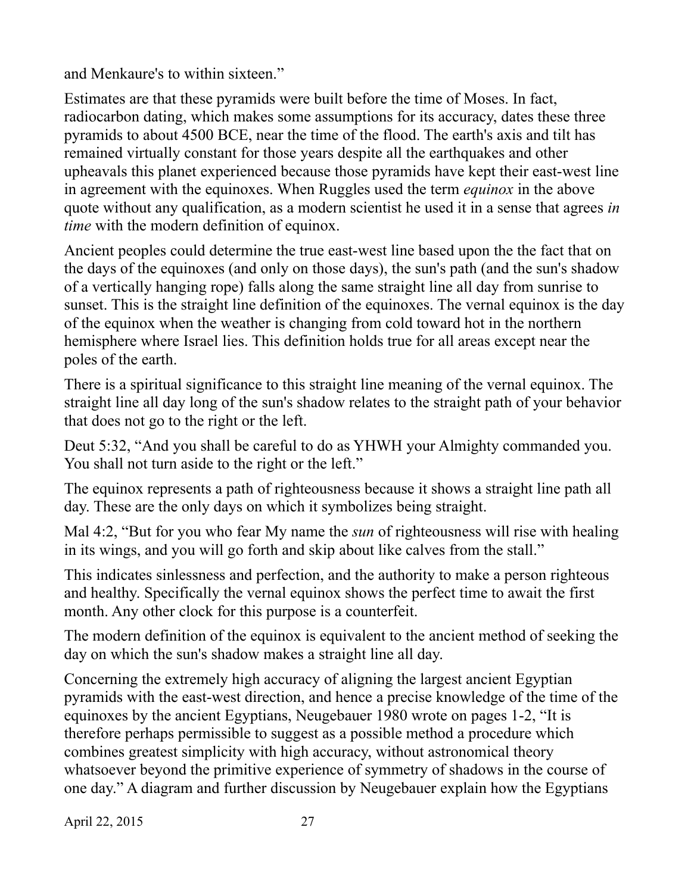and Menkaure's to within sixteen."

Estimates are that these pyramids were built before the time of Moses. In fact, radiocarbon dating, which makes some assumptions for its accuracy, dates these three pyramids to about 4500 BCE, near the time of the flood. The earth's axis and tilt has remained virtually constant for those years despite all the earthquakes and other upheavals this planet experienced because those pyramids have kept their east-west line in agreement with the equinoxes. When Ruggles used the term *equinox* in the above quote without any qualification, as a modern scientist he used it in a sense that agrees *in time* with the modern definition of equinox.

Ancient peoples could determine the true east-west line based upon the the fact that on the days of the equinoxes (and only on those days), the sun's path (and the sun's shadow of a vertically hanging rope) falls along the same straight line all day from sunrise to sunset. This is the straight line definition of the equinoxes. The vernal equinox is the day of the equinox when the weather is changing from cold toward hot in the northern hemisphere where Israel lies. This definition holds true for all areas except near the poles of the earth.

There is a spiritual significance to this straight line meaning of the vernal equinox. The straight line all day long of the sun's shadow relates to the straight path of your behavior that does not go to the right or the left.

Deut 5:32, "And you shall be careful to do as YHWH your Almighty commanded you. You shall not turn aside to the right or the left."

The equinox represents a path of righteousness because it shows a straight line path all day. These are the only days on which it symbolizes being straight.

Mal 4:2, "But for you who fear My name the *sun* of righteousness will rise with healing in its wings, and you will go forth and skip about like calves from the stall."

This indicates sinlessness and perfection, and the authority to make a person righteous and healthy. Specifically the vernal equinox shows the perfect time to await the first month. Any other clock for this purpose is a counterfeit.

The modern definition of the equinox is equivalent to the ancient method of seeking the day on which the sun's shadow makes a straight line all day.

Concerning the extremely high accuracy of aligning the largest ancient Egyptian pyramids with the east-west direction, and hence a precise knowledge of the time of the equinoxes by the ancient Egyptians, Neugebauer 1980 wrote on pages 1-2, "It is therefore perhaps permissible to suggest as a possible method a procedure which combines greatest simplicity with high accuracy, without astronomical theory whatsoever beyond the primitive experience of symmetry of shadows in the course of one day." A diagram and further discussion by Neugebauer explain how the Egyptians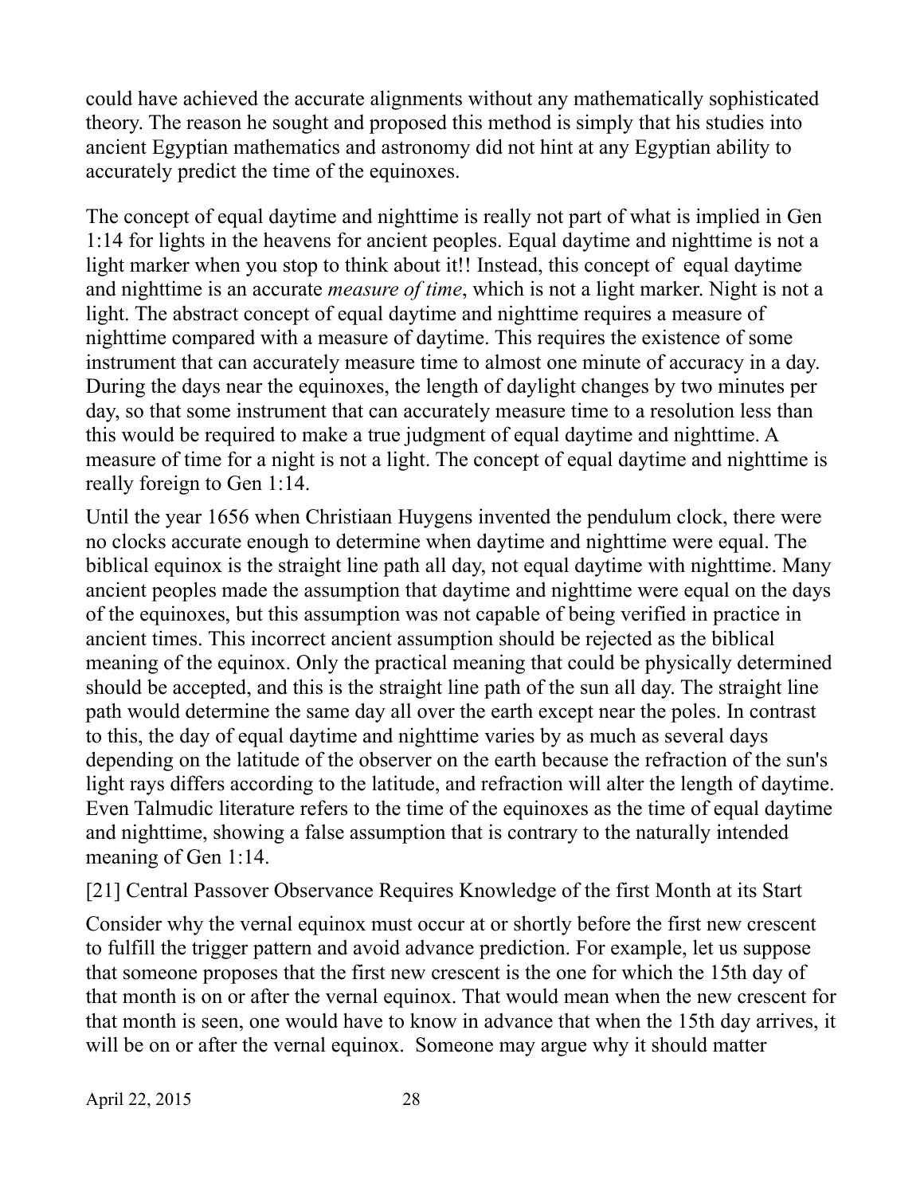could have achieved the accurate alignments without any mathematically sophisticated theory. The reason he sought and proposed this method is simply that his studies into ancient Egyptian mathematics and astronomy did not hint at any Egyptian ability to accurately predict the time of the equinoxes.

The concept of equal daytime and nighttime is really not part of what is implied in Gen 1:14 for lights in the heavens for ancient peoples. Equal daytime and nighttime is not a light marker when you stop to think about it!! Instead, this concept of equal daytime and nighttime is an accurate *measure of time*, which is not a light marker. Night is not a light. The abstract concept of equal daytime and nighttime requires a measure of nighttime compared with a measure of daytime. This requires the existence of some instrument that can accurately measure time to almost one minute of accuracy in a day. During the days near the equinoxes, the length of daylight changes by two minutes per day, so that some instrument that can accurately measure time to a resolution less than this would be required to make a true judgment of equal daytime and nighttime. A measure of time for a night is not a light. The concept of equal daytime and nighttime is really foreign to Gen 1:14.

Until the year 1656 when Christiaan Huygens invented the pendulum clock, there were no clocks accurate enough to determine when daytime and nighttime were equal. The biblical equinox is the straight line path all day, not equal daytime with nighttime. Many ancient peoples made the assumption that daytime and nighttime were equal on the days of the equinoxes, but this assumption was not capable of being verified in practice in ancient times. This incorrect ancient assumption should be rejected as the biblical meaning of the equinox. Only the practical meaning that could be physically determined should be accepted, and this is the straight line path of the sun all day. The straight line path would determine the same day all over the earth except near the poles. In contrast to this, the day of equal daytime and nighttime varies by as much as several days depending on the latitude of the observer on the earth because the refraction of the sun's light rays differs according to the latitude, and refraction will alter the length of daytime. Even Talmudic literature refers to the time of the equinoxes as the time of equal daytime and nighttime, showing a false assumption that is contrary to the naturally intended meaning of Gen 1:14.

[21] Central Passover Observance Requires Knowledge of the first Month at its Start

Consider why the vernal equinox must occur at or shortly before the first new crescent to fulfill the trigger pattern and avoid advance prediction. For example, let us suppose that someone proposes that the first new crescent is the one for which the 15th day of that month is on or after the vernal equinox. That would mean when the new crescent for that month is seen, one would have to know in advance that when the 15th day arrives, it will be on or after the vernal equinox. Someone may argue why it should matter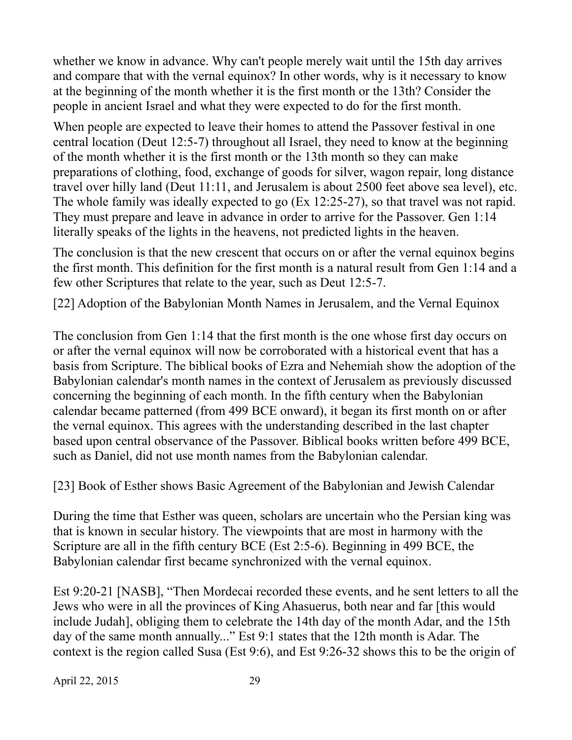whether we know in advance. Why can't people merely wait until the 15th day arrives and compare that with the vernal equinox? In other words, why is it necessary to know at the beginning of the month whether it is the first month or the 13th? Consider the people in ancient Israel and what they were expected to do for the first month.

When people are expected to leave their homes to attend the Passover festival in one central location (Deut 12:5-7) throughout all Israel, they need to know at the beginning of the month whether it is the first month or the 13th month so they can make preparations of clothing, food, exchange of goods for silver, wagon repair, long distance travel over hilly land (Deut 11:11, and Jerusalem is about 2500 feet above sea level), etc. The whole family was ideally expected to go (Ex 12:25-27), so that travel was not rapid. They must prepare and leave in advance in order to arrive for the Passover. Gen 1:14 literally speaks of the lights in the heavens, not predicted lights in the heaven.

The conclusion is that the new crescent that occurs on or after the vernal equinox begins the first month. This definition for the first month is a natural result from Gen 1:14 and a few other Scriptures that relate to the year, such as Deut 12:5-7.

## [22] Adoption of the Babylonian Month Names in Jerusalem, and the Vernal Equinox

The conclusion from Gen 1:14 that the first month is the one whose first day occurs on or after the vernal equinox will now be corroborated with a historical event that has a basis from Scripture. The biblical books of Ezra and Nehemiah show the adoption of the Babylonian calendar's month names in the context of Jerusalem as previously discussed concerning the beginning of each month. In the fifth century when the Babylonian calendar became patterned (from 499 BCE onward), it began its first month on or after the vernal equinox. This agrees with the understanding described in the last chapter based upon central observance of the Passover. Biblical books written before 499 BCE, such as Daniel, did not use month names from the Babylonian calendar.

## [23] Book of Esther shows Basic Agreement of the Babylonian and Jewish Calendar

During the time that Esther was queen, scholars are uncertain who the Persian king was that is known in secular history. The viewpoints that are most in harmony with the Scripture are all in the fifth century BCE (Est 2:5-6). Beginning in 499 BCE, the Babylonian calendar first became synchronized with the vernal equinox.

Est 9:20-21 [NASB], "Then Mordecai recorded these events, and he sent letters to all the Jews who were in all the provinces of King Ahasuerus, both near and far [this would include Judah], obliging them to celebrate the 14th day of the month Adar, and the 15th day of the same month annually..." Est 9:1 states that the 12th month is Adar. The context is the region called Susa (Est 9:6), and Est 9:26-32 shows this to be the origin of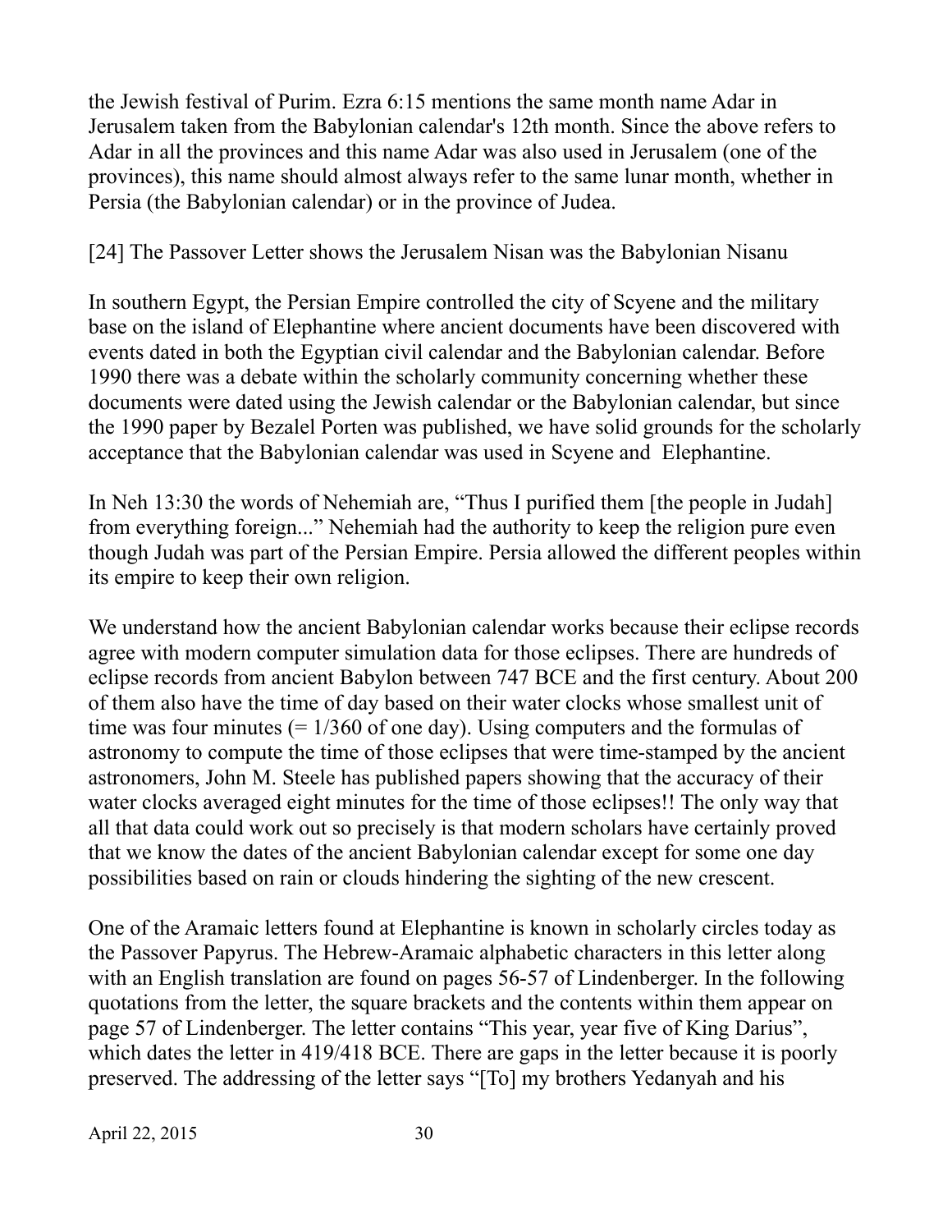the Jewish festival of Purim. Ezra 6:15 mentions the same month name Adar in Jerusalem taken from the Babylonian calendar's 12th month. Since the above refers to Adar in all the provinces and this name Adar was also used in Jerusalem (one of the provinces), this name should almost always refer to the same lunar month, whether in Persia (the Babylonian calendar) or in the province of Judea.

## [24] The Passover Letter shows the Jerusalem Nisan was the Babylonian Nisanu

In southern Egypt, the Persian Empire controlled the city of Scyene and the military base on the island of Elephantine where ancient documents have been discovered with events dated in both the Egyptian civil calendar and the Babylonian calendar. Before 1990 there was a debate within the scholarly community concerning whether these documents were dated using the Jewish calendar or the Babylonian calendar, but since the 1990 paper by Bezalel Porten was published, we have solid grounds for the scholarly acceptance that the Babylonian calendar was used in Scyene and Elephantine.

In Neh 13:30 the words of Nehemiah are, "Thus I purified them [the people in Judah] from everything foreign..." Nehemiah had the authority to keep the religion pure even though Judah was part of the Persian Empire. Persia allowed the different peoples within its empire to keep their own religion.

We understand how the ancient Babylonian calendar works because their eclipse records agree with modern computer simulation data for those eclipses. There are hundreds of eclipse records from ancient Babylon between 747 BCE and the first century. About 200 of them also have the time of day based on their water clocks whose smallest unit of time was four minutes (= 1/360 of one day). Using computers and the formulas of astronomy to compute the time of those eclipses that were time-stamped by the ancient astronomers, John M. Steele has published papers showing that the accuracy of their water clocks averaged eight minutes for the time of those eclipses!! The only way that all that data could work out so precisely is that modern scholars have certainly proved that we know the dates of the ancient Babylonian calendar except for some one day possibilities based on rain or clouds hindering the sighting of the new crescent.

One of the Aramaic letters found at Elephantine is known in scholarly circles today as the Passover Papyrus. The Hebrew-Aramaic alphabetic characters in this letter along with an English translation are found on pages 56-57 of Lindenberger. In the following quotations from the letter, the square brackets and the contents within them appear on page 57 of Lindenberger. The letter contains "This year, year five of King Darius", which dates the letter in 419/418 BCE. There are gaps in the letter because it is poorly preserved. The addressing of the letter says "[To] my brothers Yedanyah and his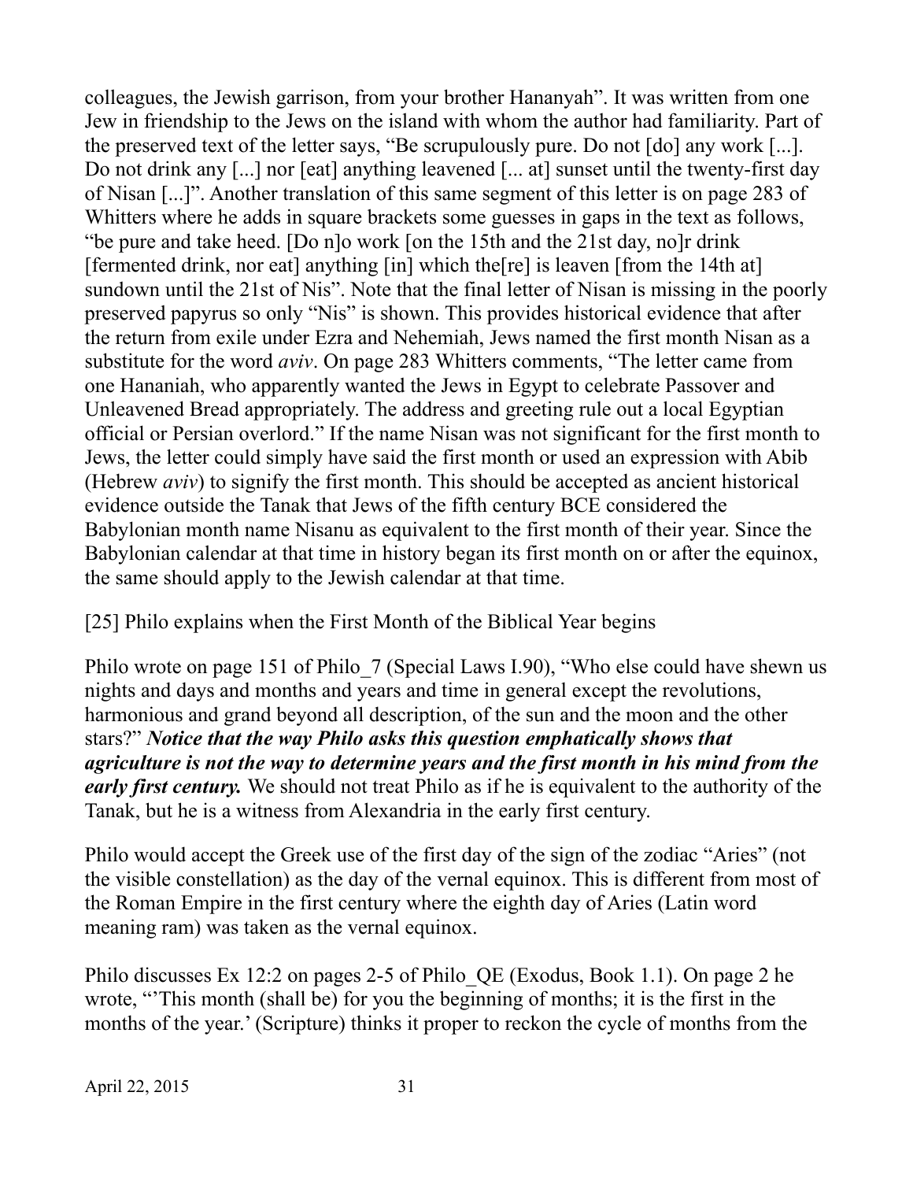colleagues, the Jewish garrison, from your brother Hananyah". It was written from one Jew in friendship to the Jews on the island with whom the author had familiarity. Part of the preserved text of the letter says, "Be scrupulously pure. Do not [do] any work [...]. Do not drink any [...] nor [eat] anything leavened [... at] sunset until the twenty-first day of Nisan [...]". Another translation of this same segment of this letter is on page 283 of Whitters where he adds in square brackets some guesses in gaps in the text as follows, "be pure and take heed. [Do n]o work [on the 15th and the 21st day, no]r drink [fermented drink, nor eat] anything [in] which the[re] is leaven [from the 14th at] sundown until the 21st of Nis". Note that the final letter of Nisan is missing in the poorly preserved papyrus so only "Nis" is shown. This provides historical evidence that after the return from exile under Ezra and Nehemiah, Jews named the first month Nisan as a substitute for the word *aviv*. On page 283 Whitters comments, "The letter came from one Hananiah, who apparently wanted the Jews in Egypt to celebrate Passover and Unleavened Bread appropriately. The address and greeting rule out a local Egyptian official or Persian overlord." If the name Nisan was not significant for the first month to Jews, the letter could simply have said the first month or used an expression with Abib (Hebrew *aviv*) to signify the first month. This should be accepted as ancient historical evidence outside the Tanak that Jews of the fifth century BCE considered the Babylonian month name Nisanu as equivalent to the first month of their year. Since the Babylonian calendar at that time in history began its first month on or after the equinox, the same should apply to the Jewish calendar at that time.

## [25] Philo explains when the First Month of the Biblical Year begins

Philo wrote on page 151 of Philo_7 (Special Laws I.90), "Who else could have shewn us nights and days and months and years and time in general except the revolutions, harmonious and grand beyond all description, of the sun and the moon and the other stars?" ***Notice that the way Philo asks this question emphatically shows that agriculture is not the way to determine years and the first month in his mind from the early first century.*** We should not treat Philo as if he is equivalent to the authority of the Tanak, but he is a witness from Alexandria in the early first century.

Philo would accept the Greek use of the first day of the sign of the zodiac "Aries" (not the visible constellation) as the day of the vernal equinox. This is different from most of the Roman Empire in the first century where the eighth day of Aries (Latin word meaning ram) was taken as the vernal equinox.

Philo discusses Ex 12:2 on pages 2-5 of Philo_QE (Exodus, Book 1.1). On page 2 he wrote, "'This month (shall be) for you the beginning of months; it is the first in the months of the year.' (Scripture) thinks it proper to reckon the cycle of months from the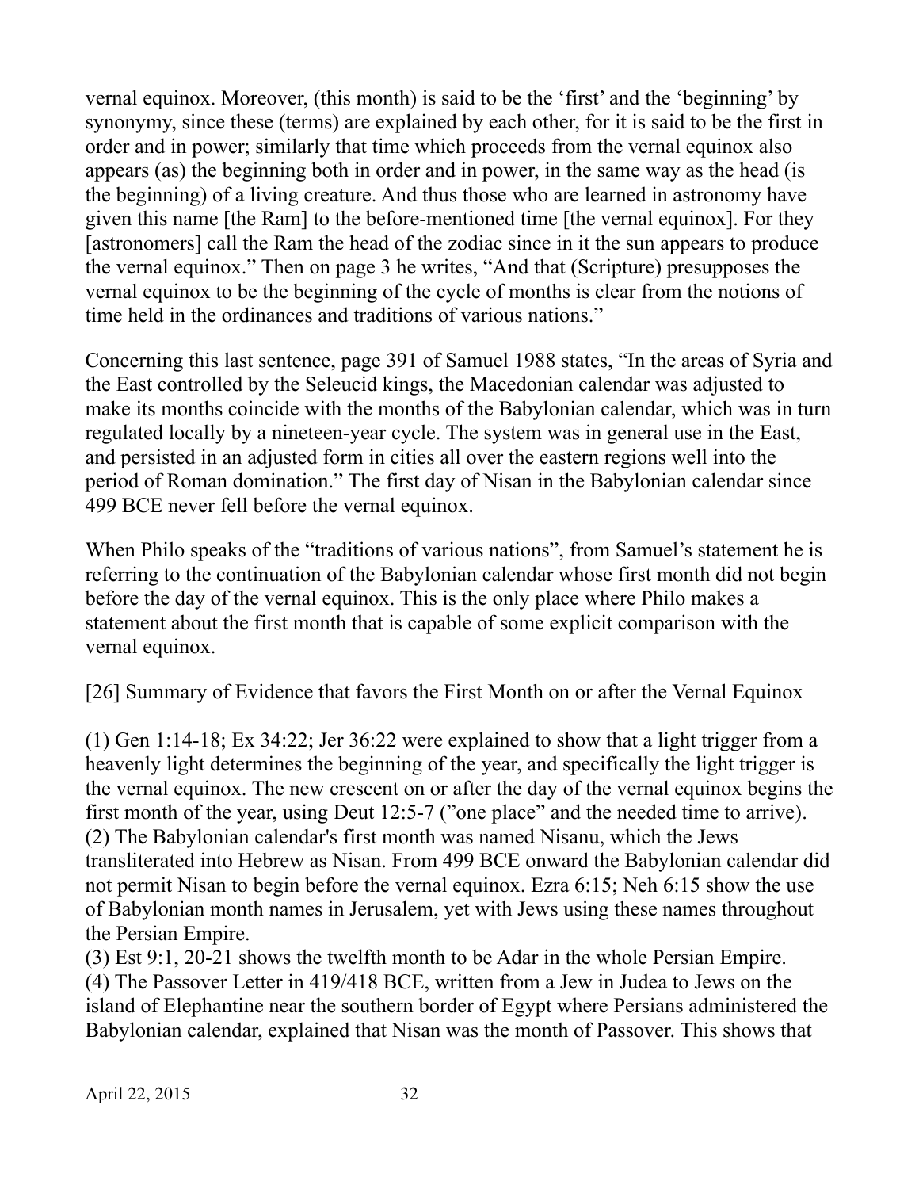vernal equinox. Moreover, (this month) is said to be the 'first' and the 'beginning' by synonymy, since these (terms) are explained by each other, for it is said to be the first in order and in power; similarly that time which proceeds from the vernal equinox also appears (as) the beginning both in order and in power, in the same way as the head (is the beginning) of a living creature. And thus those who are learned in astronomy have given this name [the Ram] to the before-mentioned time [the vernal equinox]. For they [astronomers] call the Ram the head of the zodiac since in it the sun appears to produce the vernal equinox." Then on page 3 he writes, "And that (Scripture) presupposes the vernal equinox to be the beginning of the cycle of months is clear from the notions of time held in the ordinances and traditions of various nations."

Concerning this last sentence, page 391 of Samuel 1988 states, "In the areas of Syria and the East controlled by the Seleucid kings, the Macedonian calendar was adjusted to make its months coincide with the months of the Babylonian calendar, which was in turn regulated locally by a nineteen-year cycle. The system was in general use in the East, and persisted in an adjusted form in cities all over the eastern regions well into the period of Roman domination." The first day of Nisan in the Babylonian calendar since 499 BCE never fell before the vernal equinox.

When Philo speaks of the "traditions of various nations", from Samuel's statement he is referring to the continuation of the Babylonian calendar whose first month did not begin before the day of the vernal equinox. This is the only place where Philo makes a statement about the first month that is capable of some explicit comparison with the vernal equinox.

[26] Summary of Evidence that favors the First Month on or after the Vernal Equinox

(1) Gen 1:14-18; Ex 34:22; Jer 36:22 were explained to show that a light trigger from a heavenly light determines the beginning of the year, and specifically the light trigger is the vernal equinox. The new crescent on or after the day of the vernal equinox begins the first month of the year, using Deut 12:5-7 ("one place" and the needed time to arrive).
(2) The Babylonian calendar's first month was named Nisanu, which the Jews transliterated into Hebrew as Nisan. From 499 BCE onward the Babylonian calendar did not permit Nisan to begin before the vernal equinox. Ezra 6:15; Neh 6:15 show the use of Babylonian month names in Jerusalem, yet with Jews using these names throughout the Persian Empire.
(3) Est 9:1, 20-21 shows the twelfth month to be Adar in the whole Persian Empire.
(4) The Passover Letter in 419/418 BCE, written from a Jew in Judea to Jews on the island of Elephantine near the southern border of Egypt where Persians administered the Babylonian calendar, explained that Nisan was the month of Passover. This shows that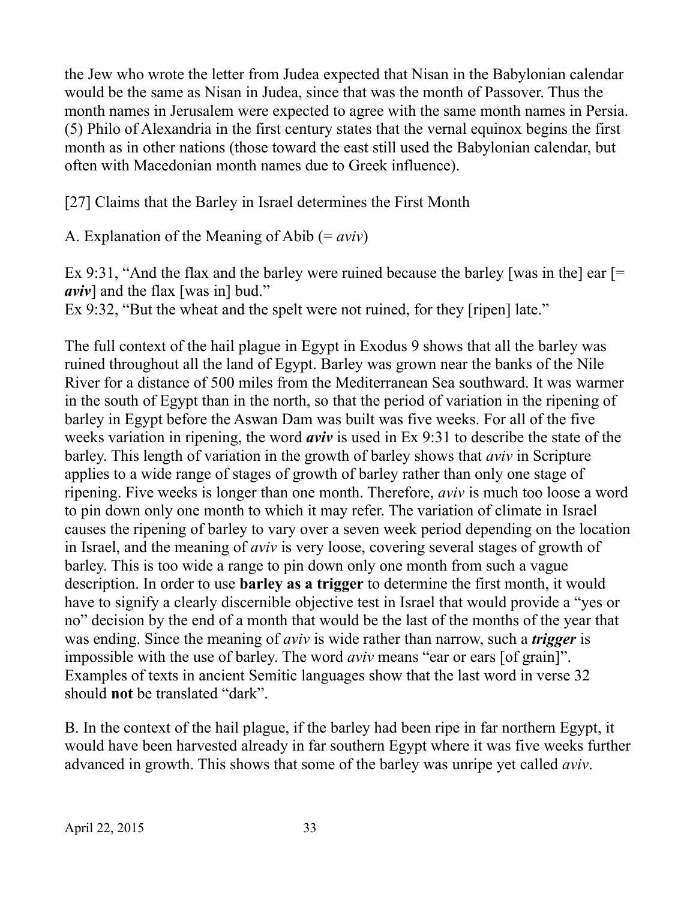the Jew who wrote the letter from Judea expected that Nisan in the Babylonian calendar would be the same as Nisan in Judea, since that was the month of Passover. Thus the month names in Jerusalem were expected to agree with the same month names in Persia. (5) Philo of Alexandria in the first century states that the vernal equinox begins the first month as in other nations (those toward the east still used the Babylonian calendar, but often with Macedonian month names due to Greek influence).

[27] Claims that the Barley in Israel determines the First Month

A. Explanation of the Meaning of Abib (= *aviv*)

Ex 9:31, "And the flax and the barley were ruined because the barley [was in the] ear [= ***aviv***] and the flax [was in] bud."
Ex 9:32, "But the wheat and the spelt were not ruined, for they [ripen] late."

The full context of the hail plague in Egypt in Exodus 9 shows that all the barley was ruined throughout all the land of Egypt. Barley was grown near the banks of the Nile River for a distance of 500 miles from the Mediterranean Sea southward. It was warmer in the south of Egypt than in the north, so that the period of variation in the ripening of barley in Egypt before the Aswan Dam was built was five weeks. For all of the five weeks variation in ripening, the word ***aviv*** is used in Ex 9:31 to describe the state of the barley. This length of variation in the growth of barley shows that *aviv* in Scripture applies to a wide range of stages of growth of barley rather than only one stage of ripening. Five weeks is longer than one month. Therefore, *aviv* is much too loose a word to pin down only one month to which it may refer. The variation of climate in Israel causes the ripening of barley to vary over a seven week period depending on the location in Israel, and the meaning of *aviv* is very loose, covering several stages of growth of barley. This is too wide a range to pin down only one month from such a vague description. In order to use **barley as a trigger** to determine the first month, it would have to signify a clearly discernible objective test in Israel that would provide a "yes or no" decision by the end of a month that would be the last of the months of the year that was ending. Since the meaning of *aviv* is wide rather than narrow, such a ***trigger*** is impossible with the use of barley. The word *aviv* means "ear or ears [of grain]". Examples of texts in ancient Semitic languages show that the last word in verse 32 should **not** be translated "dark".

B. In the context of the hail plague, if the barley had been ripe in far northern Egypt, it would have been harvested already in far southern Egypt where it was five weeks further advanced in growth. This shows that some of the barley was unripe yet called *aviv*.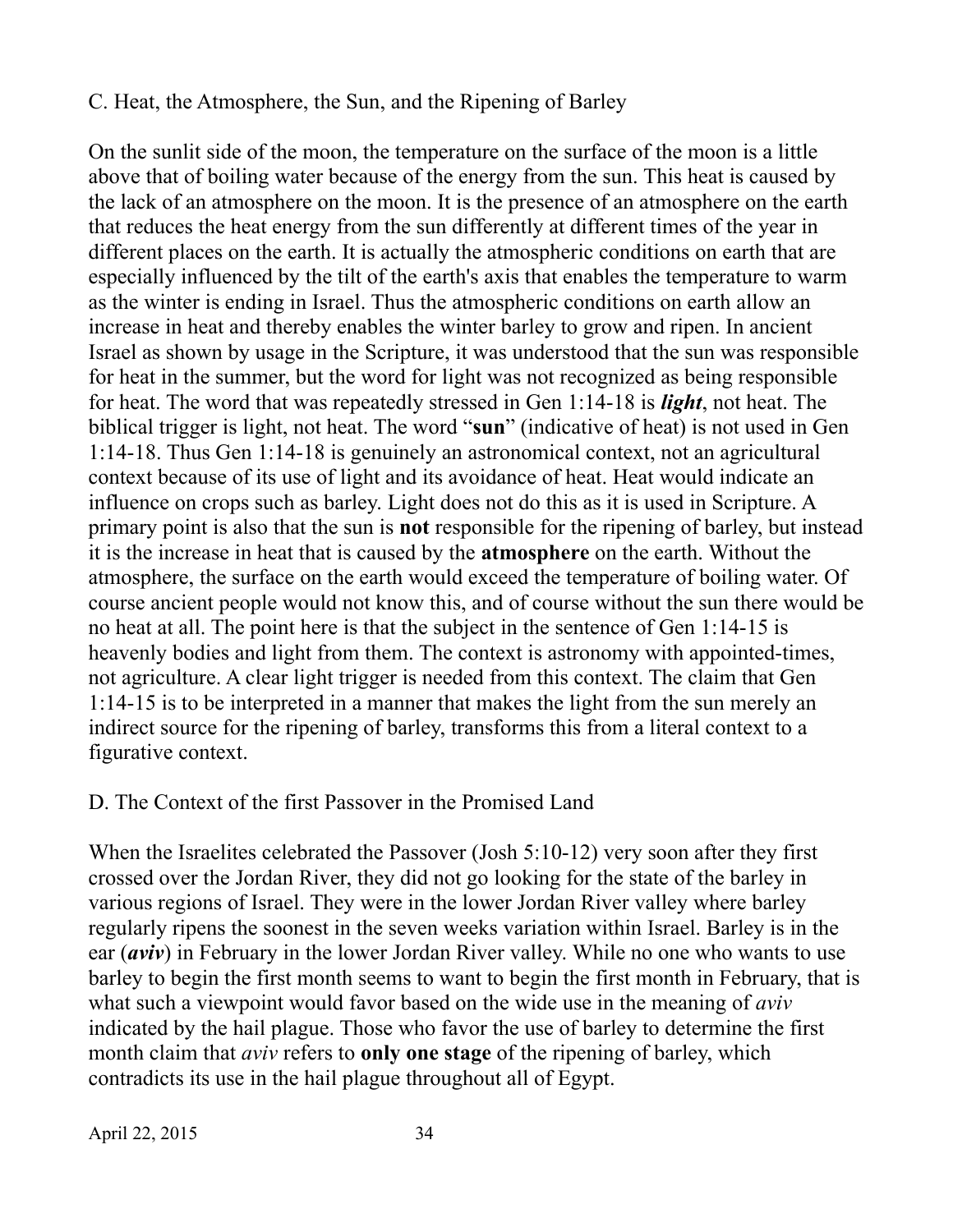C. Heat, the Atmosphere, the Sun, and the Ripening of Barley

On the sunlit side of the moon, the temperature on the surface of the moon is a little above that of boiling water because of the energy from the sun. This heat is caused by the lack of an atmosphere on the moon. It is the presence of an atmosphere on the earth that reduces the heat energy from the sun differently at different times of the year in different places on the earth. It is actually the atmospheric conditions on earth that are especially influenced by the tilt of the earth's axis that enables the temperature to warm as the winter is ending in Israel. Thus the atmospheric conditions on earth allow an increase in heat and thereby enables the winter barley to grow and ripen. In ancient Israel as shown by usage in the Scripture, it was understood that the sun was responsible for heat in the summer, but the word for light was not recognized as being responsible for heat. The word that was repeatedly stressed in Gen 1:14-18 is ***light***, not heat. The biblical trigger is light, not heat. The word "**sun**" (indicative of heat) is not used in Gen 1:14-18. Thus Gen 1:14-18 is genuinely an astronomical context, not an agricultural context because of its use of light and its avoidance of heat. Heat would indicate an influence on crops such as barley. Light does not do this as it is used in Scripture. A primary point is also that the sun is **not** responsible for the ripening of barley, but instead it is the increase in heat that is caused by the **atmosphere** on the earth. Without the atmosphere, the surface on the earth would exceed the temperature of boiling water. Of course ancient people would not know this, and of course without the sun there would be no heat at all. The point here is that the subject in the sentence of Gen 1:14-15 is heavenly bodies and light from them. The context is astronomy with appointed-times, not agriculture. A clear light trigger is needed from this context. The claim that Gen 1:14-15 is to be interpreted in a manner that makes the light from the sun merely an indirect source for the ripening of barley, transforms this from a literal context to a figurative context.

D. The Context of the first Passover in the Promised Land

When the Israelites celebrated the Passover (Josh 5:10-12) very soon after they first crossed over the Jordan River, they did not go looking for the state of the barley in various regions of Israel. They were in the lower Jordan River valley where barley regularly ripens the soonest in the seven weeks variation within Israel. Barley is in the ear (***aviv***) in February in the lower Jordan River valley. While no one who wants to use barley to begin the first month seems to want to begin the first month in February, that is what such a viewpoint would favor based on the wide use in the meaning of *aviv* indicated by the hail plague. Those who favor the use of barley to determine the first month claim that *aviv* refers to **only one stage** of the ripening of barley, which contradicts its use in the hail plague throughout all of Egypt.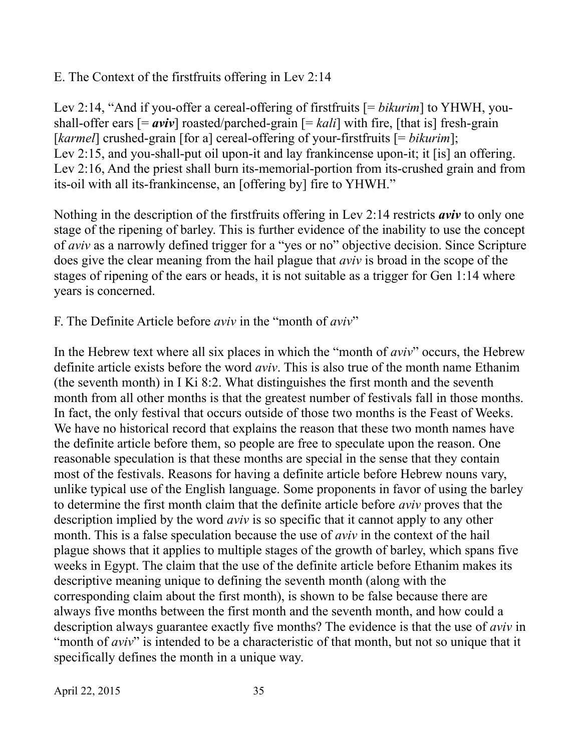E. The Context of the firstfruits offering in Lev 2:14

Lev 2:14, "And if you-offer a cereal-offering of firstfruits [= *bikurim*] to YHWH, you-shall-offer ears [= ***aviv***] roasted/parched-grain [= *kali*] with fire, [that is] fresh-grain [*karmel*] crushed-grain [for a] cereal-offering of your-firstfruits [= *bikurim*];
Lev 2:15, and you-shall-put oil upon-it and lay frankincense upon-it; it [is] an offering.
Lev 2:16, And the priest shall burn its-memorial-portion from its-crushed grain and from its-oil with all its-frankincense, an [offering by] fire to YHWH."

Nothing in the description of the firstfruits offering in Lev 2:14 restricts ***aviv*** to only one stage of the ripening of barley. This is further evidence of the inability to use the concept of *aviv* as a narrowly defined trigger for a "yes or no" objective decision. Since Scripture does give the clear meaning from the hail plague that *aviv* is broad in the scope of the stages of ripening of the ears or heads, it is not suitable as a trigger for Gen 1:14 where years is concerned.

F. The Definite Article before *aviv* in the "month of *aviv*"

In the Hebrew text where all six places in which the "month of *aviv*" occurs, the Hebrew definite article exists before the word *aviv*. This is also true of the month name Ethanim (the seventh month) in I Ki 8:2. What distinguishes the first month and the seventh month from all other months is that the greatest number of festivals fall in those months. In fact, the only festival that occurs outside of those two months is the Feast of Weeks. We have no historical record that explains the reason that these two month names have the definite article before them, so people are free to speculate upon the reason. One reasonable speculation is that these months are special in the sense that they contain most of the festivals. Reasons for having a definite article before Hebrew nouns vary, unlike typical use of the English language. Some proponents in favor of using the barley to determine the first month claim that the definite article before *aviv* proves that the description implied by the word *aviv* is so specific that it cannot apply to any other month. This is a false speculation because the use of *aviv* in the context of the hail plague shows that it applies to multiple stages of the growth of barley, which spans five weeks in Egypt. The claim that the use of the definite article before Ethanim makes its descriptive meaning unique to defining the seventh month (along with the corresponding claim about the first month), is shown to be false because there are always five months between the first month and the seventh month, and how could a description always guarantee exactly five months? The evidence is that the use of *aviv* in "month of *aviv*" is intended to be a characteristic of that month, but not so unique that it specifically defines the month in a unique way.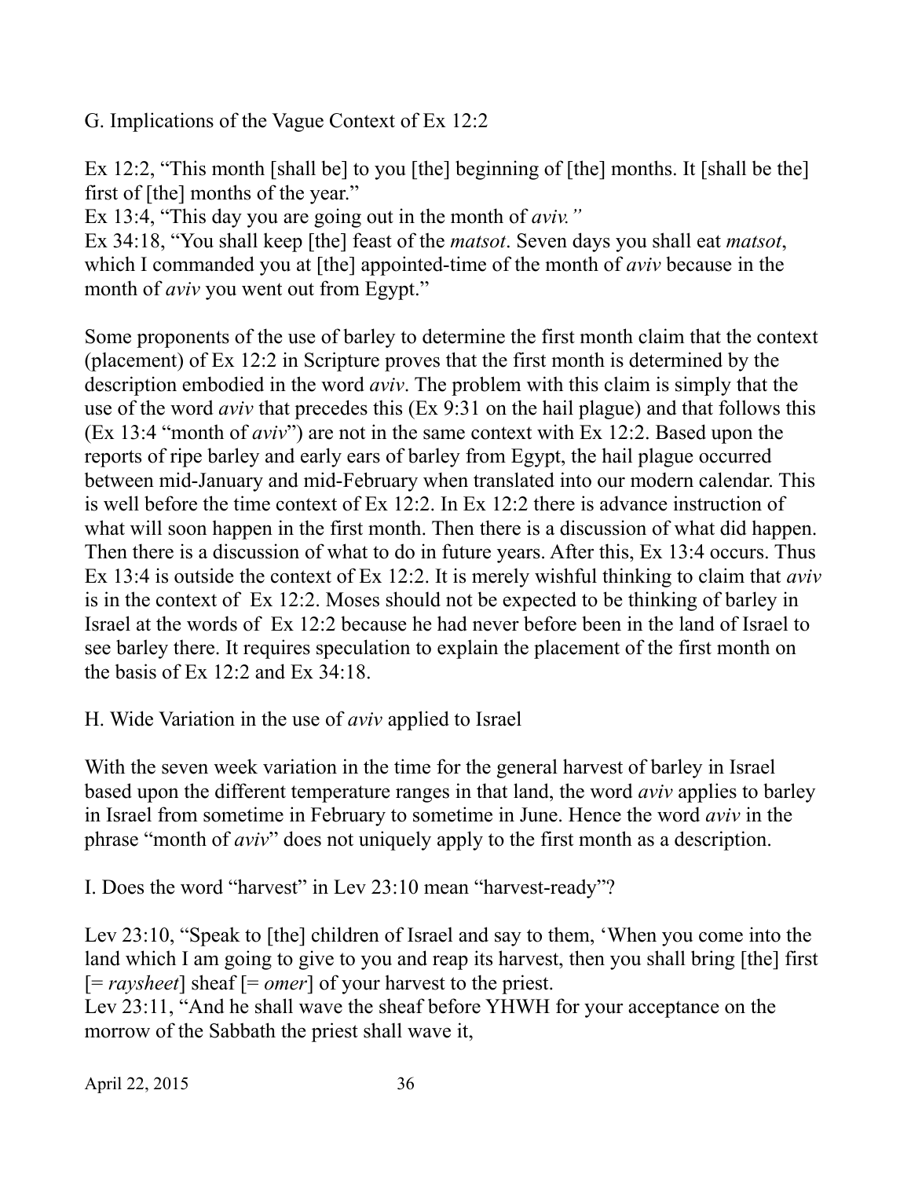G. Implications of the Vague Context of Ex 12:2

Ex 12:2, "This month [shall be] to you [the] beginning of [the] months. It [shall be the] first of [the] months of the year."
Ex 13:4, "This day you are going out in the month of *aviv."*
Ex 34:18, "You shall keep [the] feast of the *matsot*. Seven days you shall eat *matsot*, which I commanded you at [the] appointed-time of the month of *aviv* because in the month of *aviv* you went out from Egypt."

Some proponents of the use of barley to determine the first month claim that the context (placement) of Ex 12:2 in Scripture proves that the first month is determined by the description embodied in the word *aviv*. The problem with this claim is simply that the use of the word *aviv* that precedes this (Ex 9:31 on the hail plague) and that follows this (Ex 13:4 "month of *aviv*") are not in the same context with Ex 12:2. Based upon the reports of ripe barley and early ears of barley from Egypt, the hail plague occurred between mid-January and mid-February when translated into our modern calendar. This is well before the time context of Ex 12:2. In Ex 12:2 there is advance instruction of what will soon happen in the first month. Then there is a discussion of what did happen. Then there is a discussion of what to do in future years. After this, Ex 13:4 occurs. Thus Ex 13:4 is outside the context of Ex 12:2. It is merely wishful thinking to claim that *aviv* is in the context of Ex 12:2. Moses should not be expected to be thinking of barley in Israel at the words of Ex 12:2 because he had never before been in the land of Israel to see barley there. It requires speculation to explain the placement of the first month on the basis of Ex 12:2 and Ex 34:18.

H. Wide Variation in the use of *aviv* applied to Israel

With the seven week variation in the time for the general harvest of barley in Israel based upon the different temperature ranges in that land, the word *aviv* applies to barley in Israel from sometime in February to sometime in June. Hence the word *aviv* in the phrase "month of *aviv*" does not uniquely apply to the first month as a description.

I. Does the word "harvest" in Lev 23:10 mean "harvest-ready"?

Lev 23:10, "Speak to [the] children of Israel and say to them, 'When you come into the land which I am going to give to you and reap its harvest, then you shall bring [the] first [= *raysheet*] sheaf [= *omer*] of your harvest to the priest.
Lev 23:11, "And he shall wave the sheaf before YHWH for your acceptance on the morrow of the Sabbath the priest shall wave it,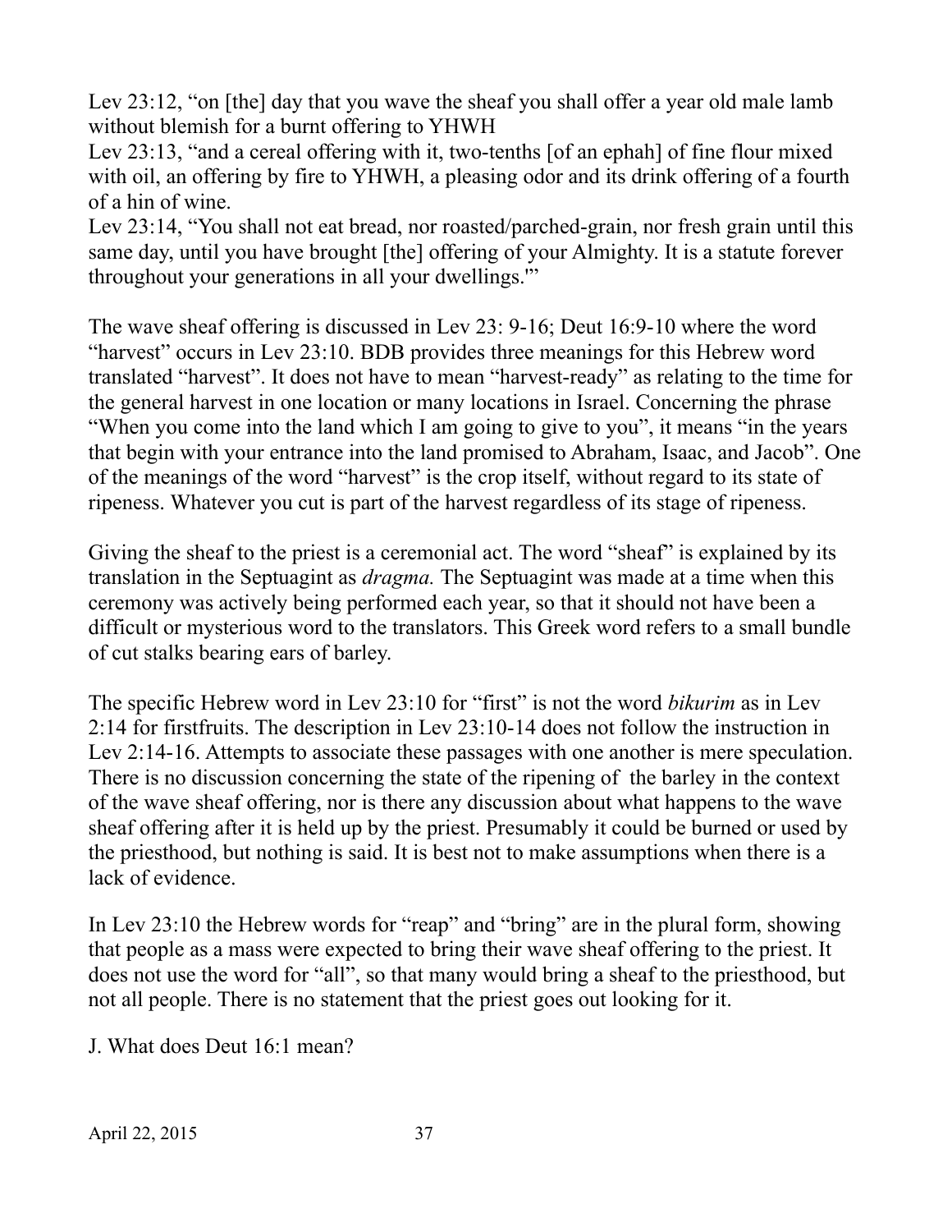Lev 23:12, “on [the] day that you wave the sheaf you shall offer a year old male lamb without blemish for a burnt offering to YHWH

Lev 23:13, “and a cereal offering with it, two-tenths [of an ephah] of fine flour mixed with oil, an offering by fire to YHWH, a pleasing odor and its drink offering of a fourth of a hin of wine.

Lev 23:14, “You shall not eat bread, nor roasted/parched-grain, nor fresh grain until this same day, until you have brought [the] offering of your Almighty. It is a statute forever throughout your generations in all your dwellings.'”

The wave sheaf offering is discussed in Lev 23: 9-16; Deut 16:9-10 where the word “harvest” occurs in Lev 23:10. BDB provides three meanings for this Hebrew word translated “harvest”. It does not have to mean “harvest-ready” as relating to the time for the general harvest in one location or many locations in Israel. Concerning the phrase “When you come into the land which I am going to give to you”, it means “in the years that begin with your entrance into the land promised to Abraham, Isaac, and Jacob”. One of the meanings of the word “harvest” is the crop itself, without regard to its state of ripeness. Whatever you cut is part of the harvest regardless of its stage of ripeness.

Giving the sheaf to the priest is a ceremonial act. The word “sheaf” is explained by its translation in the Septuagint as *dragma.* The Septuagint was made at a time when this ceremony was actively being performed each year, so that it should not have been a difficult or mysterious word to the translators. This Greek word refers to a small bundle of cut stalks bearing ears of barley.

The specific Hebrew word in Lev 23:10 for “first” is not the word *bikurim* as in Lev 2:14 for firstfruits. The description in Lev 23:10-14 does not follow the instruction in Lev 2:14-16. Attempts to associate these passages with one another is mere speculation. There is no discussion concerning the state of the ripening of the barley in the context of the wave sheaf offering, nor is there any discussion about what happens to the wave sheaf offering after it is held up by the priest. Presumably it could be burned or used by the priesthood, but nothing is said. It is best not to make assumptions when there is a lack of evidence.

In Lev 23:10 the Hebrew words for “reap” and “bring” are in the plural form, showing that people as a mass were expected to bring their wave sheaf offering to the priest. It does not use the word for “all”, so that many would bring a sheaf to the priesthood, but not all people. There is no statement that the priest goes out looking for it.

J. What does Deut 16:1 mean?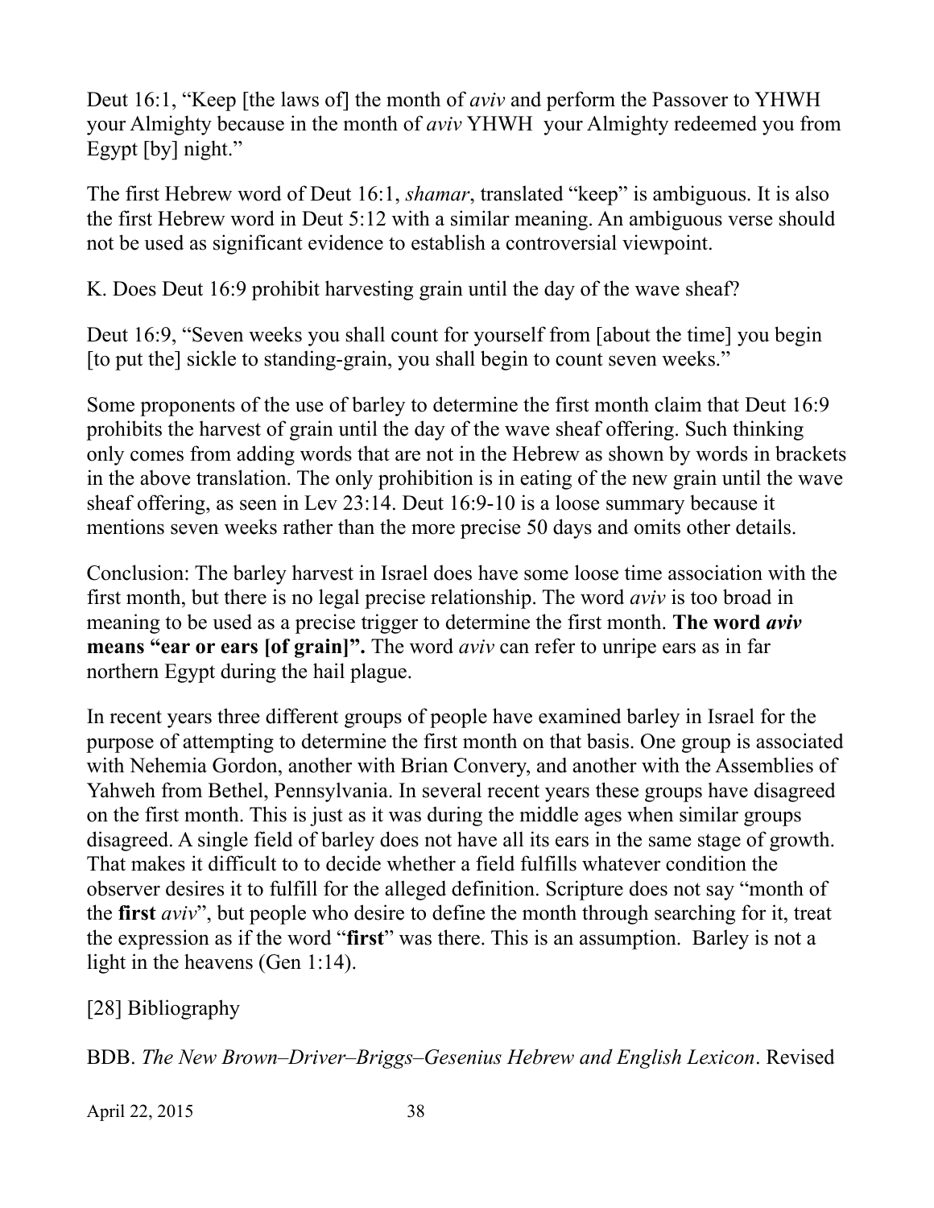Deut 16:1, “Keep [the laws of] the month of *aviv* and perform the Passover to YHWH your Almighty because in the month of *aviv* YHWH your Almighty redeemed you from Egypt [by] night.”

The first Hebrew word of Deut 16:1, *shamar*, translated “keep” is ambiguous. It is also the first Hebrew word in Deut 5:12 with a similar meaning. An ambiguous verse should not be used as significant evidence to establish a controversial viewpoint.

K. Does Deut 16:9 prohibit harvesting grain until the day of the wave sheaf?

Deut 16:9, “Seven weeks you shall count for yourself from [about the time] you begin [to put the] sickle to standing-grain, you shall begin to count seven weeks.”

Some proponents of the use of barley to determine the first month claim that Deut 16:9 prohibits the harvest of grain until the day of the wave sheaf offering. Such thinking only comes from adding words that are not in the Hebrew as shown by words in brackets in the above translation. The only prohibition is in eating of the new grain until the wave sheaf offering, as seen in Lev 23:14. Deut 16:9-10 is a loose summary because it mentions seven weeks rather than the more precise 50 days and omits other details.

Conclusion: The barley harvest in Israel does have some loose time association with the first month, but there is no legal precise relationship. The word *aviv* is too broad in meaning to be used as a precise trigger to determine the first month. **The word *aviv* means “ear or ears [of grain]”.** The word *aviv* can refer to unripe ears as in far northern Egypt during the hail plague.

In recent years three different groups of people have examined barley in Israel for the purpose of attempting to determine the first month on that basis. One group is associated with Nehemia Gordon, another with Brian Convery, and another with the Assemblies of Yahweh from Bethel, Pennsylvania. In several recent years these groups have disagreed on the first month. This is just as it was during the middle ages when similar groups disagreed. A single field of barley does not have all its ears in the same stage of growth. That makes it difficult to to decide whether a field fulfills whatever condition the observer desires it to fulfill for the alleged definition. Scripture does not say “month of the **first** *aviv*”, but people who desire to define the month through searching for it, treat the expression as if the word “**first**” was there. This is an assumption. Barley is not a light in the heavens (Gen 1:14).

[28] Bibliography

BDB. *The New Brown–Driver–Briggs–Gesenius Hebrew and English Lexicon*. Revised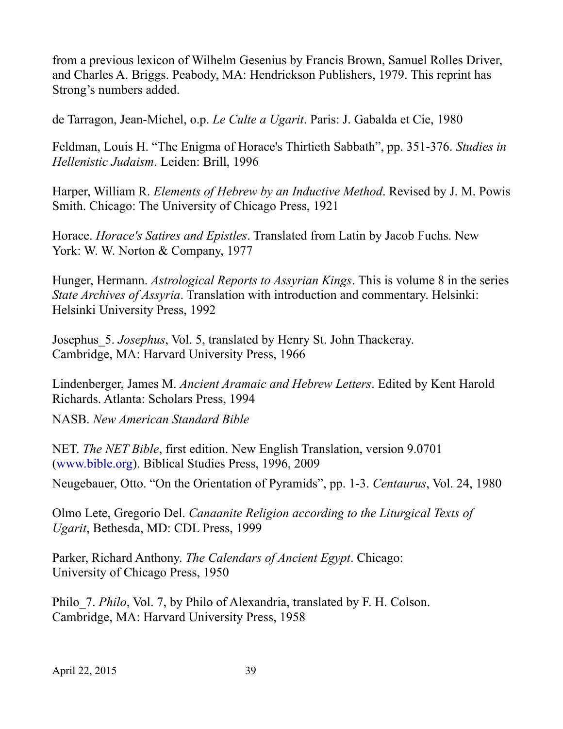from a previous lexicon of Wilhelm Gesenius by Francis Brown, Samuel Rolles Driver, and Charles A. Briggs. Peabody, MA: Hendrickson Publishers, 1979. This reprint has Strong's numbers added.

de Tarragon, Jean-Michel, o.p. *Le Culte a Ugarit*. Paris: J. Gabalda et Cie, 1980

Feldman, Louis H. "The Enigma of Horace's Thirtieth Sabbath", pp. 351-376. *Studies in Hellenistic Judaism*. Leiden: Brill, 1996

Harper, William R. *Elements of Hebrew by an Inductive Method*. Revised by J. M. Powis Smith. Chicago: The University of Chicago Press, 1921

Horace. *Horace's Satires and Epistles*. Translated from Latin by Jacob Fuchs. New York: W. W. Norton & Company, 1977

Hunger, Hermann. *Astrological Reports to Assyrian Kings*. This is volume 8 in the series *State Archives of Assyria*. Translation with introduction and commentary. Helsinki: Helsinki University Press, 1992

Josephus_5. *Josephus*, Vol. 5, translated by Henry St. John Thackeray. Cambridge, MA: Harvard University Press, 1966

Lindenberger, James M. *Ancient Aramaic and Hebrew Letters*. Edited by Kent Harold Richards. Atlanta: Scholars Press, 1994

NASB. *New American Standard Bible*

NET. *The NET Bible*, first edition. New English Translation, version 9.0701 (www.bible.org). Biblical Studies Press, 1996, 2009

Neugebauer, Otto. "On the Orientation of Pyramids", pp. 1-3. *Centaurus*, Vol. 24, 1980

Olmo Lete, Gregorio Del. *Canaanite Religion according to the Liturgical Texts of Ugarit*, Bethesda, MD: CDL Press, 1999

Parker, Richard Anthony. *The Calendars of Ancient Egypt*. Chicago: University of Chicago Press, 1950

Philo_7. *Philo*, Vol. 7, by Philo of Alexandria, translated by F. H. Colson. Cambridge, MA: Harvard University Press, 1958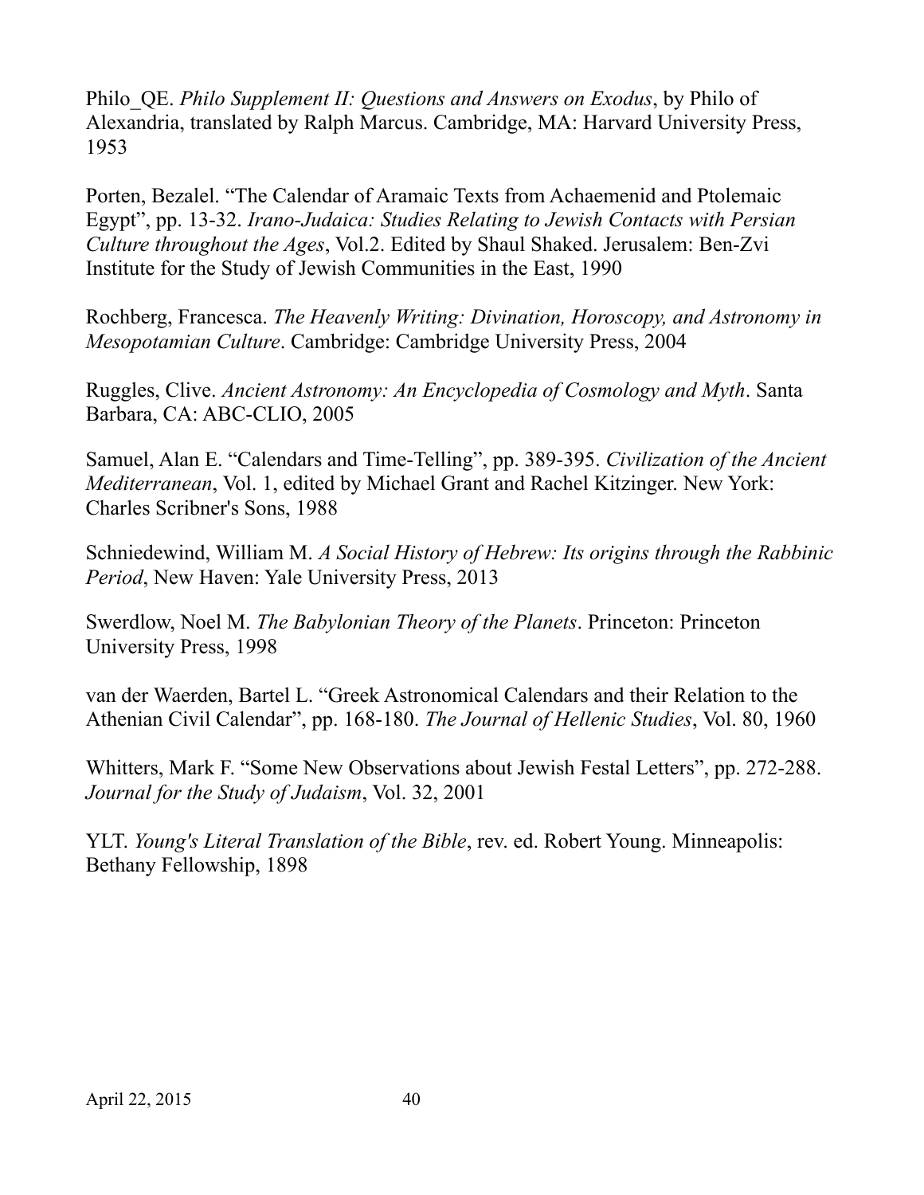Philo_QE. *Philo Supplement II: Questions and Answers on Exodus*, by Philo of Alexandria, translated by Ralph Marcus. Cambridge, MA: Harvard University Press, 1953

Porten, Bezalel. "The Calendar of Aramaic Texts from Achaemenid and Ptolemaic Egypt", pp. 13-32. *Irano-Judaica: Studies Relating to Jewish Contacts with Persian Culture throughout the Ages*, Vol.2. Edited by Shaul Shaked. Jerusalem: Ben-Zvi Institute for the Study of Jewish Communities in the East, 1990

Rochberg, Francesca. *The Heavenly Writing: Divination, Horoscopy, and Astronomy in Mesopotamian Culture*. Cambridge: Cambridge University Press, 2004

Ruggles, Clive. *Ancient Astronomy: An Encyclopedia of Cosmology and Myth*. Santa Barbara, CA: ABC-CLIO, 2005

Samuel, Alan E. "Calendars and Time-Telling", pp. 389-395. *Civilization of the Ancient Mediterranean*, Vol. 1, edited by Michael Grant and Rachel Kitzinger. New York: Charles Scribner's Sons, 1988

Schniedewind, William M. *A Social History of Hebrew: Its origins through the Rabbinic Period*, New Haven: Yale University Press, 2013

Swerdlow, Noel M. *The Babylonian Theory of the Planets*. Princeton: Princeton University Press, 1998

van der Waerden, Bartel L. "Greek Astronomical Calendars and their Relation to the Athenian Civil Calendar", pp. 168-180. *The Journal of Hellenic Studies*, Vol. 80, 1960

Whitters, Mark F. "Some New Observations about Jewish Festal Letters", pp. 272-288. *Journal for the Study of Judaism*, Vol. 32, 2001

YLT. *Young's Literal Translation of the Bible*, rev. ed. Robert Young. Minneapolis: Bethany Fellowship, 1898